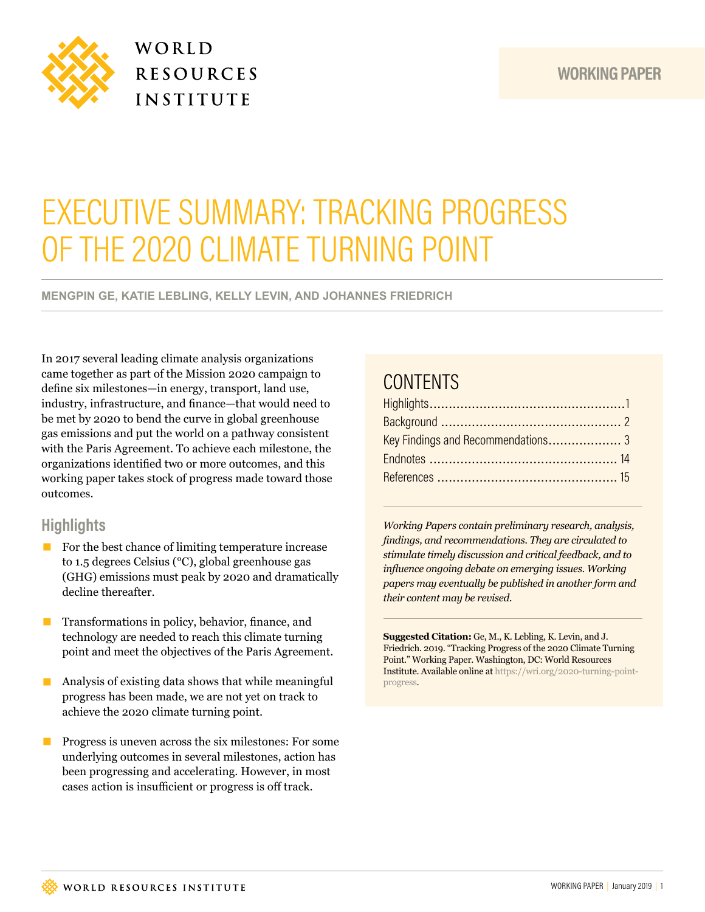WORLD RESOURCES INSTITUTE

WORKING PAPER

# EXECUTIVE SUMMARY: TRACKING PROGRESS OF THE 2020 CLIMATE TURNING POINT

**MENGPIN GE, KATIE LEBLING, KELLY LEVIN, AND JOHANNES FRIEDRICH**

In 2017 several leading climate analysis organizations came together as part of the Mission 2020 campaign to define six milestones—in energy, transport, land use, industry, infrastructure, and finance—that would need to be met by 2020 to bend the curve in global greenhouse gas emissions and put the world on a pathway consistent with the Paris Agreement. To achieve each milestone, the organizations identified two or more outcomes, and this working paper takes stock of progress made toward those outcomes.

## Highlights

- For the best chance of limiting temperature increase to 1.5 degrees Celsius (°C), global greenhouse gas (GHG) emissions must peak by 2020 and dramatically decline thereafter.
- Transformations in policy, behavior, finance, and technology are needed to reach this climate turning point and meet the objectives of the Paris Agreement.
- Analysis of existing data shows that while meaningful progress has been made, we are not yet on track to achieve the 2020 climate turning point.
- Progress is uneven across the six milestones: For some underlying outcomes in several milestones, action has been progressing and accelerating. However, in most cases action is insufficient or progress is off track.

## CONTENTS

Highlights ........................................ 1
Background ........................................ 2
Key Findings and Recommendations ........................................ 3
Endnotes ........................................ 14
References ........................................ 15

*Working Papers contain preliminary research, analysis, findings, and recommendations. They are circulated to stimulate timely discussion and critical feedback, and to influence ongoing debate on emerging issues. Working papers may eventually be published in another form and their content may be revised.*

**Suggested Citation:** Ge, M., K. Lebling, K. Levin, and J. Friedrich. 2019. "Tracking Progress of the 2020 Climate Turning Point." Working Paper. Washington, DC: World Resources Institute. Available online at https://wri.org/2020-turning-point-progress.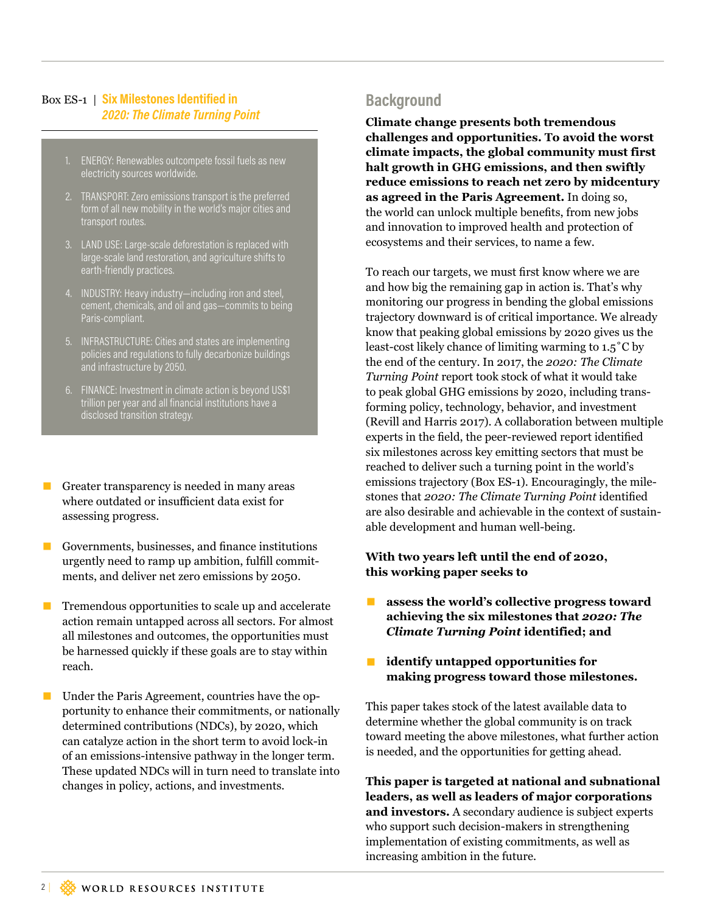**Box ES-1 | Six Milestones Identified in *2020: The Climate Turning Point***

1. ENERGY: Renewables outcompete fossil fuels as new electricity sources worldwide.
2. TRANSPORT: Zero emissions transport is the preferred form of all new mobility in the world's major cities and transport routes.
3. LAND USE: Large-scale deforestation is replaced with large-scale land restoration, and agriculture shifts to earth-friendly practices.
4. INDUSTRY: Heavy industry—including iron and steel, cement, chemicals, and oil and gas—commits to being Paris-compliant.
5. INFRASTRUCTURE: Cities and states are implementing policies and regulations to fully decarbonize buildings and infrastructure by 2050.
6. FINANCE: Investment in climate action is beyond US$1 trillion per year and all financial institutions have a disclosed transition strategy.

- Greater transparency is needed in many areas where outdated or insufficient data exist for assessing progress.
- Governments, businesses, and finance institutions urgently need to ramp up ambition, fulfill commitments, and deliver net zero emissions by 2050.
- Tremendous opportunities to scale up and accelerate action remain untapped across all sectors. For almost all milestones and outcomes, the opportunities must be harnessed quickly if these goals are to stay within reach.
- Under the Paris Agreement, countries have the opportunity to enhance their commitments, or nationally determined contributions (NDCs), by 2020, which can catalyze action in the short term to avoid lock-in of an emissions-intensive pathway in the longer term. These updated NDCs will in turn need to translate into changes in policy, actions, and investments.

## Background

**Climate change presents both tremendous challenges and opportunities. To avoid the worst climate impacts, the global community must first halt growth in GHG emissions, and then swiftly reduce emissions to reach net zero by midcentury as agreed in the Paris Agreement.** In doing so, the world can unlock multiple benefits, from new jobs and innovation to improved health and protection of ecosystems and their services, to name a few.

To reach our targets, we must first know where we are and how big the remaining gap in action is. That's why monitoring our progress in bending the global emissions trajectory downward is of critical importance. We already know that peaking global emissions by 2020 gives us the least-cost likely chance of limiting warming to 1.5°C by the end of the century. In 2017, the *2020: The Climate Turning Point* report took stock of what it would take to peak global GHG emissions by 2020, including transforming policy, technology, behavior, and investment (Revill and Harris 2017). A collaboration between multiple experts in the field, the peer-reviewed report identified six milestones across key emitting sectors that must be reached to deliver such a turning point in the world's emissions trajectory (Box ES-1). Encouragingly, the milestones that *2020: The Climate Turning Point* identified are also desirable and achievable in the context of sustainable development and human well-being.

**With two years left until the end of 2020, this working paper seeks to**

- **assess the world's collective progress toward achieving the six milestones that *2020: The Climate Turning Point* identified; and**
- **identify untapped opportunities for making progress toward those milestones.**

This paper takes stock of the latest available data to determine whether the global community is on track toward meeting the above milestones, what further action is needed, and the opportunities for getting ahead.

**This paper is targeted at national and subnational leaders, as well as leaders of major corporations and investors.** A secondary audience is subject experts who support such decision-makers in strengthening implementation of existing commitments, as well as increasing ambition in the future.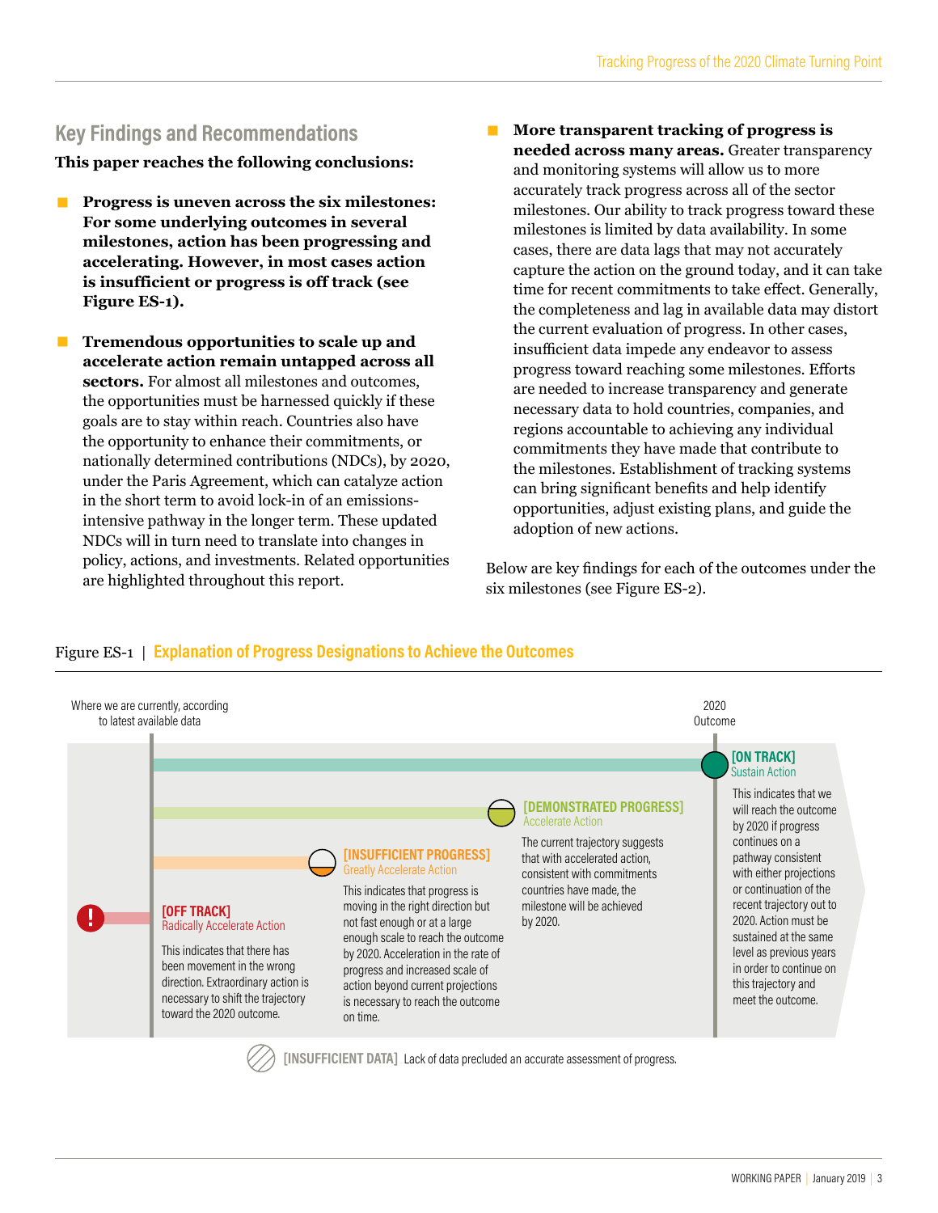## Key Findings and Recommendations

**This paper reaches the following conclusions:**

- **Progress is uneven across the six milestones: For some underlying outcomes in several milestones, action has been progressing and accelerating. However, in most cases action is insufficient or progress is off track (see Figure ES-1).**

- **Tremendous opportunities to scale up and accelerate action remain untapped across all sectors.** For almost all milestones and outcomes, the opportunities must be harnessed quickly if these goals are to stay within reach. Countries also have the opportunity to enhance their commitments, or nationally determined contributions (NDCs), by 2020, under the Paris Agreement, which can catalyze action in the short term to avoid lock-in of an emissions-intensive pathway in the longer term. These updated NDCs will in turn need to translate into changes in policy, actions, and investments. Related opportunities are highlighted throughout this report.

- **More transparent tracking of progress is needed across many areas.** Greater transparency and monitoring systems will allow us to more accurately track progress across all of the sector milestones. Our ability to track progress toward these milestones is limited by data availability. In some cases, there are data lags that may not accurately capture the action on the ground today, and it can take time for recent commitments to take effect. Generally, the completeness and lag in available data may distort the current evaluation of progress. In other cases, insufficient data impede any endeavor to assess progress toward reaching some milestones. Efforts are needed to increase transparency and generate necessary data to hold countries, companies, and regions accountable to achieving any individual commitments they have made that contribute to the milestones. Establishment of tracking systems can bring significant benefits and help identify opportunities, adjust existing plans, and guide the adoption of new actions.

Below are key findings for each of the outcomes under the six milestones (see Figure ES-2).

Figure ES-1 | **Explanation of Progress Designations to Achieve the Outcomes**

Where we are currently, according to latest available data — 2020 Outcome

**[OFF TRACK]** Radically Accelerate Action
This indicates that there has been movement in the wrong direction. Extraordinary action is necessary to shift the trajectory toward the 2020 outcome.

**[INSUFFICIENT PROGRESS]** Greatly Accelerate Action
This indicates that progress is moving in the right direction but not fast enough or at a large enough scale to reach the outcome by 2020. Acceleration in the rate of progress and increased scale of action beyond current projections is necessary to reach the outcome on time.

**[DEMONSTRATED PROGRESS]** Accelerate Action
The current trajectory suggests that with accelerated action, consistent with commitments countries have made, the milestone will be achieved by 2020.

**[ON TRACK]** Sustain Action
This indicates that we will reach the outcome by 2020 if progress continues on a pathway consistent with either projections or continuation of the recent trajectory out to 2020. Action must be sustained at the same level as previous years in order to continue on this trajectory and meet the outcome.

**[INSUFFICIENT DATA]** Lack of data precluded an accurate assessment of progress.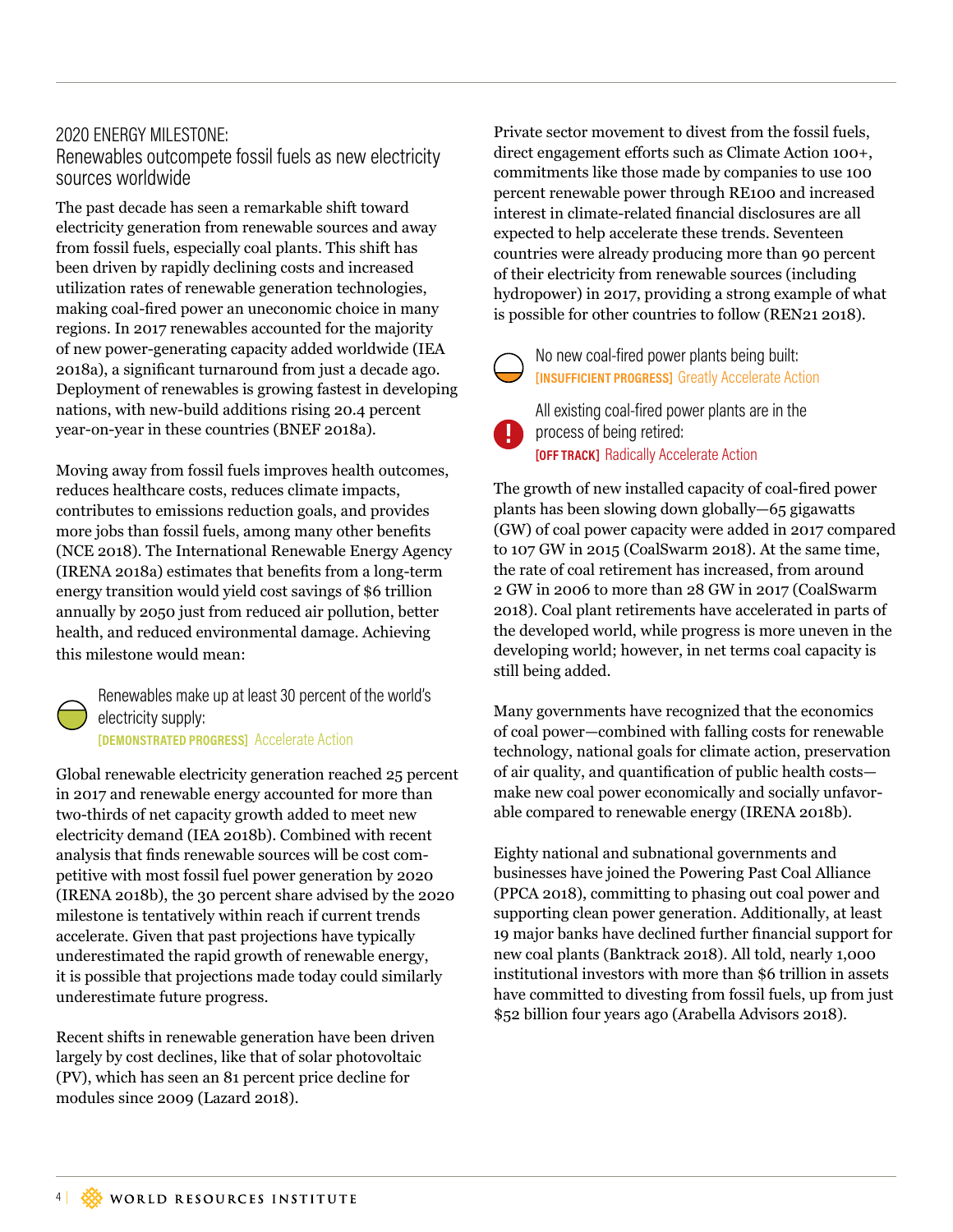## 2020 ENERGY MILESTONE:
## Renewables outcompete fossil fuels as new electricity sources worldwide

The past decade has seen a remarkable shift toward electricity generation from renewable sources and away from fossil fuels, especially coal plants. This shift has been driven by rapidly declining costs and increased utilization rates of renewable generation technologies, making coal-fired power an uneconomic choice in many regions. In 2017 renewables accounted for the majority of new power-generating capacity added worldwide (IEA 2018a), a significant turnaround from just a decade ago. Deployment of renewables is growing fastest in developing nations, with new-build additions rising 20.4 percent year-on-year in these countries (BNEF 2018a).

Moving away from fossil fuels improves health outcomes, reduces healthcare costs, reduces climate impacts, contributes to emissions reduction goals, and provides more jobs than fossil fuels, among many other benefits (NCE 2018). The International Renewable Energy Agency (IRENA 2018a) estimates that benefits from a long-term energy transition would yield cost savings of $6 trillion annually by 2050 just from reduced air pollution, better health, and reduced environmental damage. Achieving this milestone would mean:

Renewables make up at least 30 percent of the world's electricity supply:
**[DEMONSTRATED PROGRESS]** Accelerate Action

Global renewable electricity generation reached 25 percent in 2017 and renewable energy accounted for more than two-thirds of net capacity growth added to meet new electricity demand (IEA 2018b). Combined with recent analysis that finds renewable sources will be cost competitive with most fossil fuel power generation by 2020 (IRENA 2018b), the 30 percent share advised by the 2020 milestone is tentatively within reach if current trends accelerate. Given that past projections have typically underestimated the rapid growth of renewable energy, it is possible that projections made today could similarly underestimate future progress.

Recent shifts in renewable generation have been driven largely by cost declines, like that of solar photovoltaic (PV), which has seen an 81 percent price decline for modules since 2009 (Lazard 2018).

Private sector movement to divest from the fossil fuels, direct engagement efforts such as Climate Action 100+, commitments like those made by companies to use 100 percent renewable power through RE100 and increased interest in climate-related financial disclosures are all expected to help accelerate these trends. Seventeen countries were already producing more than 90 percent of their electricity from renewable sources (including hydropower) in 2017, providing a strong example of what is possible for other countries to follow (REN21 2018).

No new coal-fired power plants being built:
**[INSUFFICIENT PROGRESS]** Greatly Accelerate Action

All existing coal-fired power plants are in the process of being retired:
**[OFF TRACK]** Radically Accelerate Action

The growth of new installed capacity of coal-fired power plants has been slowing down globally—65 gigawatts (GW) of coal power capacity were added in 2017 compared to 107 GW in 2015 (CoalSwarm 2018). At the same time, the rate of coal retirement has increased, from around 2 GW in 2006 to more than 28 GW in 2017 (CoalSwarm 2018). Coal plant retirements have accelerated in parts of the developed world, while progress is more uneven in the developing world; however, in net terms coal capacity is still being added.

Many governments have recognized that the economics of coal power—combined with falling costs for renewable technology, national goals for climate action, preservation of air quality, and quantification of public health costs—make new coal power economically and socially unfavorable compared to renewable energy (IRENA 2018b).

Eighty national and subnational governments and businesses have joined the Powering Past Coal Alliance (PPCA 2018), committing to phasing out coal power and supporting clean power generation. Additionally, at least 19 major banks have declined further financial support for new coal plants (Banktrack 2018). All told, nearly 1,000 institutional investors with more than $6 trillion in assets have committed to divesting from fossil fuels, up from just $52 billion four years ago (Arabella Advisors 2018).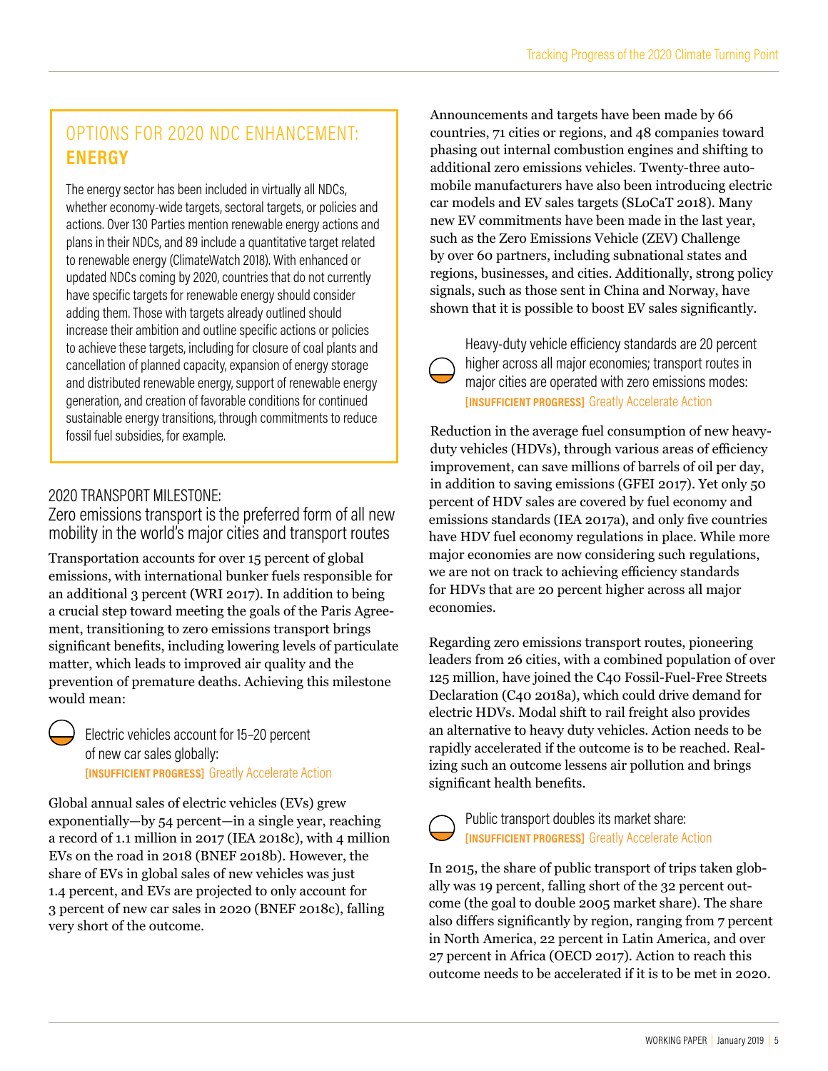## OPTIONS FOR 2020 NDC ENHANCEMENT: **ENERGY**

The energy sector has been included in virtually all NDCs, whether economy-wide targets, sectoral targets, or policies and actions. Over 130 Parties mention renewable energy actions and plans in their NDCs, and 89 include a quantitative target related to renewable energy (ClimateWatch 2018). With enhanced or updated NDCs coming by 2020, countries that do not currently have specific targets for renewable energy should consider adding them. Those with targets already outlined should increase their ambition and outline specific actions or policies to achieve these targets, including for closure of coal plants and cancellation of planned capacity, expansion of energy storage and distributed renewable energy, support of renewable energy generation, and creation of favorable conditions for continued sustainable energy transitions, through commitments to reduce fossil fuel subsidies, for example.

## 2020 TRANSPORT MILESTONE:

### Zero emissions transport is the preferred form of all new mobility in the world's major cities and transport routes

Transportation accounts for over 15 percent of global emissions, with international bunker fuels responsible for an additional 3 percent (WRI 2017). In addition to being a crucial step toward meeting the goals of the Paris Agreement, transitioning to zero emissions transport brings significant benefits, including lowering levels of particulate matter, which leads to improved air quality and the prevention of premature deaths. Achieving this milestone would mean:

Electric vehicles account for 15–20 percent of new car sales globally: **[INSUFFICIENT PROGRESS]** Greatly Accelerate Action

Global annual sales of electric vehicles (EVs) grew exponentially—by 54 percent—in a single year, reaching a record of 1.1 million in 2017 (IEA 2018c), with 4 million EVs on the road in 2018 (BNEF 2018b). However, the share of EVs in global sales of new vehicles was just 1.4 percent, and EVs are projected to only account for 3 percent of new car sales in 2020 (BNEF 2018c), falling very short of the outcome.

Announcements and targets have been made by 66 countries, 71 cities or regions, and 48 companies toward phasing out internal combustion engines and shifting to additional zero emissions vehicles. Twenty-three automobile manufacturers have also been introducing electric car models and EV sales targets (SLoCaT 2018). Many new EV commitments have been made in the last year, such as the Zero Emissions Vehicle (ZEV) Challenge by over 60 partners, including subnational states and regions, businesses, and cities. Additionally, strong policy signals, such as those sent in China and Norway, have shown that it is possible to boost EV sales significantly.

Heavy-duty vehicle efficiency standards are 20 percent higher across all major economies; transport routes in major cities are operated with zero emissions modes: **[INSUFFICIENT PROGRESS]** Greatly Accelerate Action

Reduction in the average fuel consumption of new heavy-duty vehicles (HDVs), through various areas of efficiency improvement, can save millions of barrels of oil per day, in addition to saving emissions (GFEI 2017). Yet only 50 percent of HDV sales are covered by fuel economy and emissions standards (IEA 2017a), and only five countries have HDV fuel economy regulations in place. While more major economies are now considering such regulations, we are not on track to achieving efficiency standards for HDVs that are 20 percent higher across all major economies.

Regarding zero emissions transport routes, pioneering leaders from 26 cities, with a combined population of over 125 million, have joined the C40 Fossil-Fuel-Free Streets Declaration (C40 2018a), which could drive demand for electric HDVs. Modal shift to rail freight also provides an alternative to heavy duty vehicles. Action needs to be rapidly accelerated if the outcome is to be reached. Realizing such an outcome lessens air pollution and brings significant health benefits.

Public transport doubles its market share: **[INSUFFICIENT PROGRESS]** Greatly Accelerate Action

In 2015, the share of public transport of trips taken globally was 19 percent, falling short of the 32 percent outcome (the goal to double 2005 market share). The share also differs significantly by region, ranging from 7 percent in North America, 22 percent in Latin America, and over 27 percent in Africa (OECD 2017). Action to reach this outcome needs to be accelerated if it is to be met in 2020.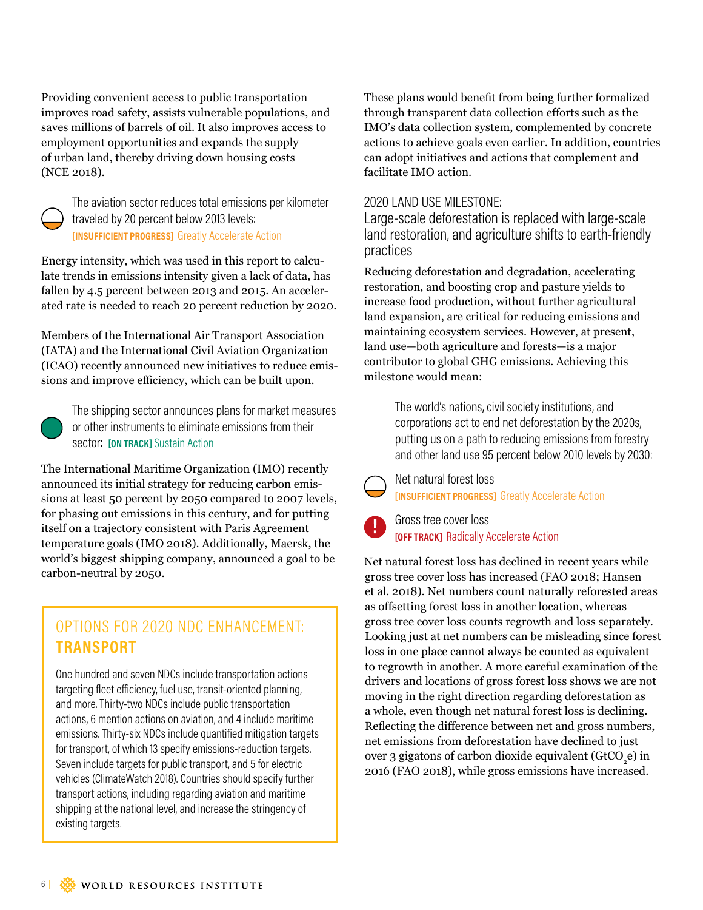Providing convenient access to public transportation improves road safety, assists vulnerable populations, and saves millions of barrels of oil. It also improves access to employment opportunities and expands the supply of urban land, thereby driving down housing costs (NCE 2018).

The aviation sector reduces total emissions per kilometer traveled by 20 percent below 2013 levels: **[INSUFFICIENT PROGRESS]** Greatly Accelerate Action

Energy intensity, which was used in this report to calculate trends in emissions intensity given a lack of data, has fallen by 4.5 percent between 2013 and 2015. An accelerated rate is needed to reach 20 percent reduction by 2020.

Members of the International Air Transport Association (IATA) and the International Civil Aviation Organization (ICAO) recently announced new initiatives to reduce emissions and improve efficiency, which can be built upon.

The shipping sector announces plans for market measures or other instruments to eliminate emissions from their sector: **[ON TRACK]** Sustain Action

The International Maritime Organization (IMO) recently announced its initial strategy for reducing carbon emissions at least 50 percent by 2050 compared to 2007 levels, for phasing out emissions in this century, and for putting itself on a trajectory consistent with Paris Agreement temperature goals (IMO 2018). Additionally, Maersk, the world's biggest shipping company, announced a goal to be carbon-neutral by 2050.

> ## OPTIONS FOR 2020 NDC ENHANCEMENT: **TRANSPORT**
>
> One hundred and seven NDCs include transportation actions targeting fleet efficiency, fuel use, transit-oriented planning, and more. Thirty-two NDCs include public transportation actions, 6 mention actions on aviation, and 4 include maritime emissions. Thirty-six NDCs include quantified mitigation targets for transport, of which 13 specify emissions-reduction targets. Seven include targets for public transport, and 5 for electric vehicles (ClimateWatch 2018). Countries should specify further transport actions, including regarding aviation and maritime shipping at the national level, and increase the stringency of existing targets.

These plans would benefit from being further formalized through transparent data collection efforts such as the IMO's data collection system, complemented by concrete actions to achieve goals even earlier. In addition, countries can adopt initiatives and actions that complement and facilitate IMO action.

## 2020 LAND USE MILESTONE: Large-scale deforestation is replaced with large-scale land restoration, and agriculture shifts to earth-friendly practices

Reducing deforestation and degradation, accelerating restoration, and boosting crop and pasture yields to increase food production, without further agricultural land expansion, are critical for reducing emissions and maintaining ecosystem services. However, at present, land use—both agriculture and forests—is a major contributor to global GHG emissions. Achieving this milestone would mean:

The world's nations, civil society institutions, and corporations act to end net deforestation by the 2020s, putting us on a path to reducing emissions from forestry and other land use 95 percent below 2010 levels by 2030:

Net natural forest loss
**[INSUFFICIENT PROGRESS]** Greatly Accelerate Action

Gross tree cover loss
**[OFF TRACK]** Radically Accelerate Action

Net natural forest loss has declined in recent years while gross tree cover loss has increased (FAO 2018; Hansen et al. 2018). Net numbers count naturally reforested areas as offsetting forest loss in another location, whereas gross tree cover loss counts regrowth and loss separately. Looking just at net numbers can be misleading since forest loss in one place cannot always be counted as equivalent to regrowth in another. A more careful examination of the drivers and locations of gross forest loss shows we are not moving in the right direction regarding deforestation as a whole, even though net natural forest loss is declining. Reflecting the difference between net and gross numbers, net emissions from deforestation have declined to just over 3 gigatons of carbon dioxide equivalent ($GtCO_2e$) in 2016 (FAO 2018), while gross emissions have increased.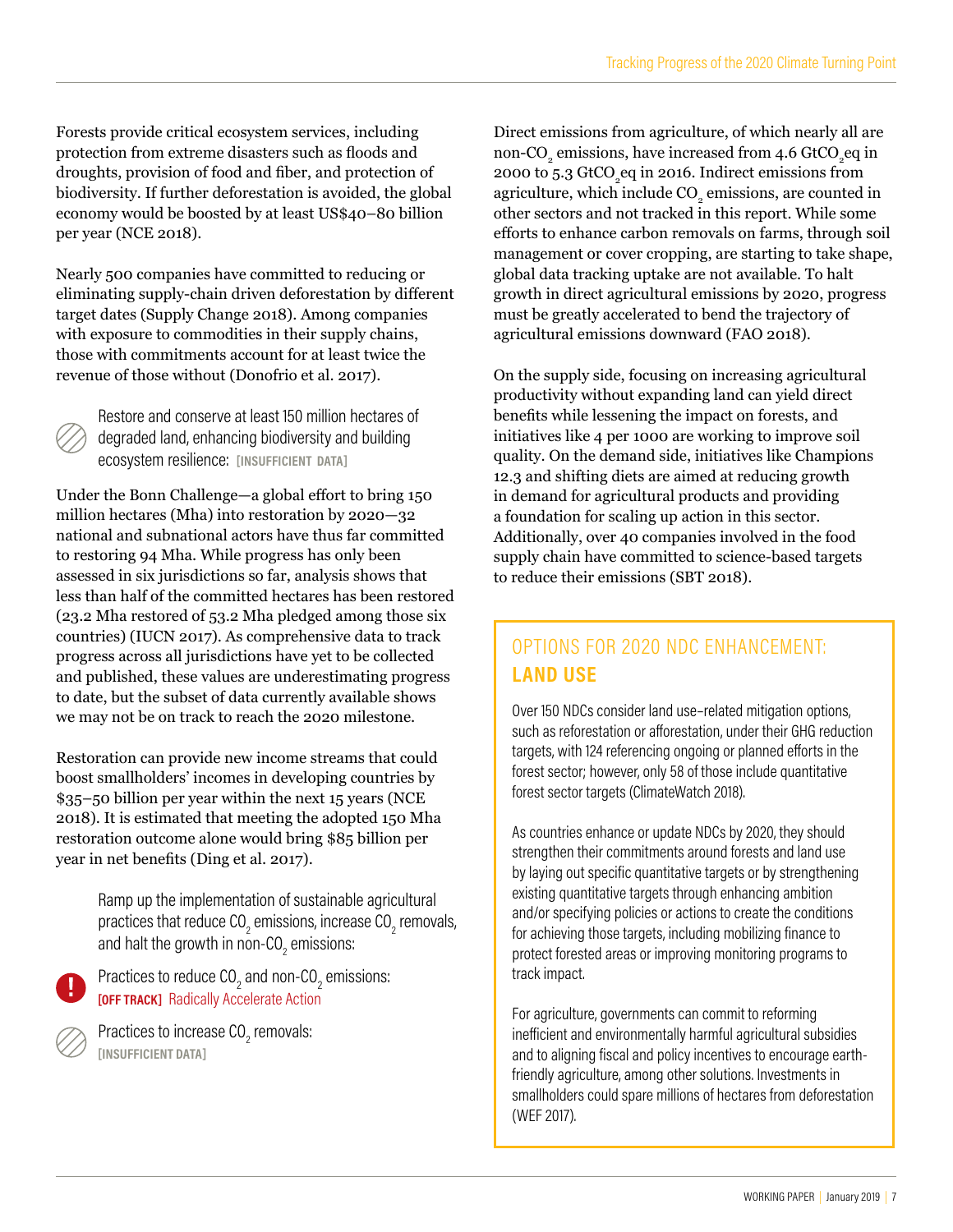Forests provide critical ecosystem services, including protection from extreme disasters such as floods and droughts, provision of food and fiber, and protection of biodiversity. If further deforestation is avoided, the global economy would be boosted by at least US$40–80 billion per year (NCE 2018).

Nearly 500 companies have committed to reducing or eliminating supply-chain driven deforestation by different target dates (Supply Change 2018). Among companies with exposure to commodities in their supply chains, those with commitments account for at least twice the revenue of those without (Donofrio et al. 2017).

Restore and conserve at least 150 million hectares of degraded land, enhancing biodiversity and building ecosystem resilience: **[INSUFFICIENT DATA]**

Under the Bonn Challenge—a global effort to bring 150 million hectares (Mha) into restoration by 2020—32 national and subnational actors have thus far committed to restoring 94 Mha. While progress has only been assessed in six jurisdictions so far, analysis shows that less than half of the committed hectares has been restored (23.2 Mha restored of 53.2 Mha pledged among those six countries) (IUCN 2017). As comprehensive data to track progress across all jurisdictions have yet to be collected and published, these values are underestimating progress to date, but the subset of data currently available shows we may not be on track to reach the 2020 milestone.

Restoration can provide new income streams that could boost smallholders' incomes in developing countries by $35–50 billion per year within the next 15 years (NCE 2018). It is estimated that meeting the adopted 150 Mha restoration outcome alone would bring $85 billion per year in net benefits (Ding et al. 2017).

Ramp up the implementation of sustainable agricultural practices that reduce $CO_2$ emissions, increase $CO_2$ removals, and halt the growth in non-$CO_2$ emissions:

Practices to reduce $CO_2$ and non-$CO_2$ emissions: **[OFF TRACK]** Radically Accelerate Action

Practices to increase $CO_2$ removals: **[INSUFFICIENT DATA]**

Direct emissions from agriculture, of which nearly all are non-$CO_2$ emissions, have increased from 4.6 $GtCO_2eq$ in 2000 to 5.3 $GtCO_2eq$ in 2016. Indirect emissions from agriculture, which include $CO_2$ emissions, are counted in other sectors and not tracked in this report. While some efforts to enhance carbon removals on farms, through soil management or cover cropping, are starting to take shape, global data tracking uptake are not available. To halt growth in direct agricultural emissions by 2020, progress must be greatly accelerated to bend the trajectory of agricultural emissions downward (FAO 2018).

On the supply side, focusing on increasing agricultural productivity without expanding land can yield direct benefits while lessening the impact on forests, and initiatives like 4 per 1000 are working to improve soil quality. On the demand side, initiatives like Champions 12.3 and shifting diets are aimed at reducing growth in demand for agricultural products and providing a foundation for scaling up action in this sector. Additionally, over 40 companies involved in the food supply chain have committed to science-based targets to reduce their emissions (SBT 2018).

## OPTIONS FOR 2020 NDC ENHANCEMENT: **LAND USE**

Over 150 NDCs consider land use–related mitigation options, such as reforestation or afforestation, under their GHG reduction targets, with 124 referencing ongoing or planned efforts in the forest sector; however, only 58 of those include quantitative forest sector targets (ClimateWatch 2018).

As countries enhance or update NDCs by 2020, they should strengthen their commitments around forests and land use by laying out specific quantitative targets or by strengthening existing quantitative targets through enhancing ambition and/or specifying policies or actions to create the conditions for achieving those targets, including mobilizing finance to protect forested areas or improving monitoring programs to track impact.

For agriculture, governments can commit to reforming inefficient and environmentally harmful agricultural subsidies and to aligning fiscal and policy incentives to encourage earth-friendly agriculture, among other solutions. Investments in smallholders could spare millions of hectares from deforestation (WEF 2017).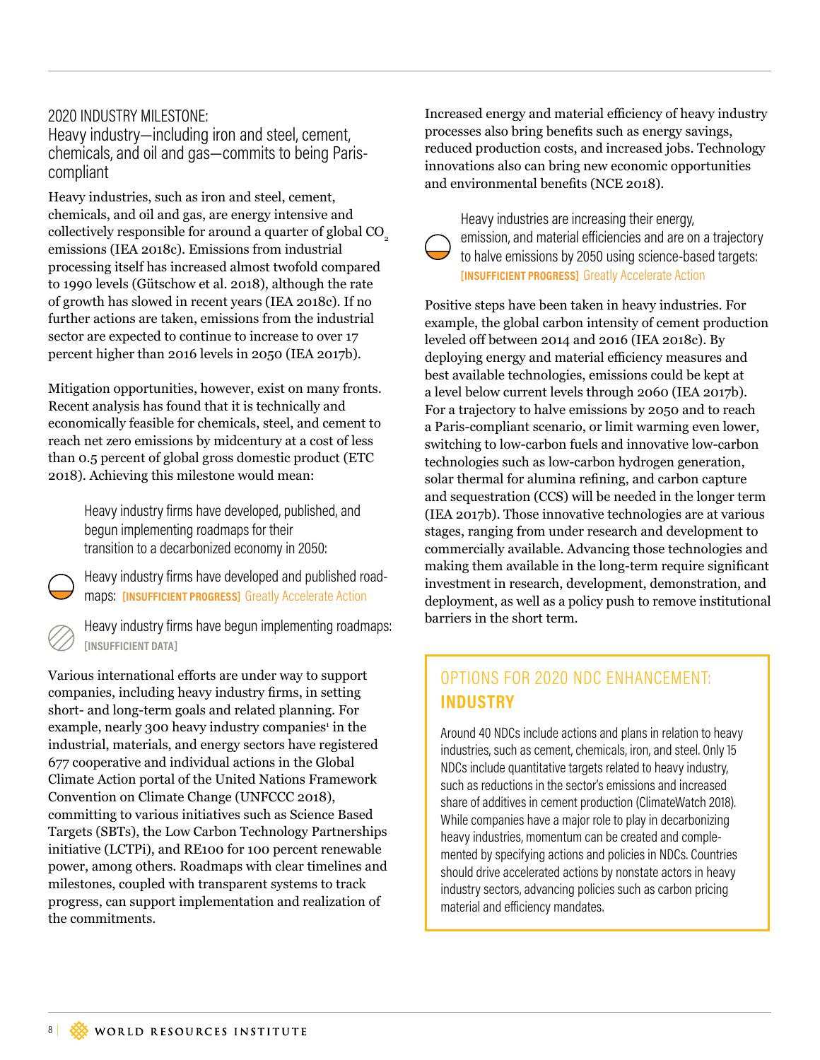## 2020 INDUSTRY MILESTONE:
Heavy industry—including iron and steel, cement, chemicals, and oil and gas—commits to being Paris-compliant

Heavy industries, such as iron and steel, cement, chemicals, and oil and gas, are energy intensive and collectively responsible for around a quarter of global $CO_2$ emissions (IEA 2018c). Emissions from industrial processing itself has increased almost twofold compared to 1990 levels (Gütschow et al. 2018), although the rate of growth has slowed in recent years (IEA 2018c). If no further actions are taken, emissions from the industrial sector are expected to continue to increase to over 17 percent higher than 2016 levels in 2050 (IEA 2017b).

Mitigation opportunities, however, exist on many fronts. Recent analysis has found that it is technically and economically feasible for chemicals, steel, and cement to reach net zero emissions by midcentury at a cost of less than 0.5 percent of global gross domestic product (ETC 2018). Achieving this milestone would mean:

Heavy industry firms have developed, published, and begun implementing roadmaps for their transition to a decarbonized economy in 2050:

- Heavy industry firms have developed and published roadmaps: **[INSUFFICIENT PROGRESS]** Greatly Accelerate Action
- Heavy industry firms have begun implementing roadmaps: **[INSUFFICIENT DATA]**

Various international efforts are under way to support companies, including heavy industry firms, in setting short- and long-term goals and related planning. For example, nearly 300 heavy industry companies[1] in the industrial, materials, and energy sectors have registered 677 cooperative and individual actions in the Global Climate Action portal of the United Nations Framework Convention on Climate Change (UNFCCC 2018), committing to various initiatives such as Science Based Targets (SBTs), the Low Carbon Technology Partnerships initiative (LCTPi), and RE100 for 100 percent renewable power, among others. Roadmaps with clear timelines and milestones, coupled with transparent systems to track progress, can support implementation and realization of the commitments.

Increased energy and material efficiency of heavy industry processes also bring benefits such as energy savings, reduced production costs, and increased jobs. Technology innovations also can bring new economic opportunities and environmental benefits (NCE 2018).

- Heavy industries are increasing their energy, emission, and material efficiencies and are on a trajectory to halve emissions by 2050 using science-based targets: **[INSUFFICIENT PROGRESS]** Greatly Accelerate Action

Positive steps have been taken in heavy industries. For example, the global carbon intensity of cement production leveled off between 2014 and 2016 (IEA 2018c). By deploying energy and material efficiency measures and best available technologies, emissions could be kept at a level below current levels through 2060 (IEA 2017b). For a trajectory to halve emissions by 2050 and to reach a Paris-compliant scenario, or limit warming even lower, switching to low-carbon fuels and innovative low-carbon technologies such as low-carbon hydrogen generation, solar thermal for alumina refining, and carbon capture and sequestration (CCS) will be needed in the longer term (IEA 2017b). Those innovative technologies are at various stages, ranging from under research and development to commercially available. Advancing those technologies and making them available in the long-term require significant investment in research, development, demonstration, and deployment, as well as a policy push to remove institutional barriers in the short term.

### OPTIONS FOR 2020 NDC ENHANCEMENT: **INDUSTRY**

Around 40 NDCs include actions and plans in relation to heavy industries, such as cement, chemicals, iron, and steel. Only 15 NDCs include quantitative targets related to heavy industry, such as reductions in the sector's emissions and increased share of additives in cement production (ClimateWatch 2018). While companies have a major role to play in decarbonizing heavy industries, momentum can be created and complemented by specifying actions and policies in NDCs. Countries should drive accelerated actions by nonstate actors in heavy industry sectors, advancing policies such as carbon pricing material and efficiency mandates.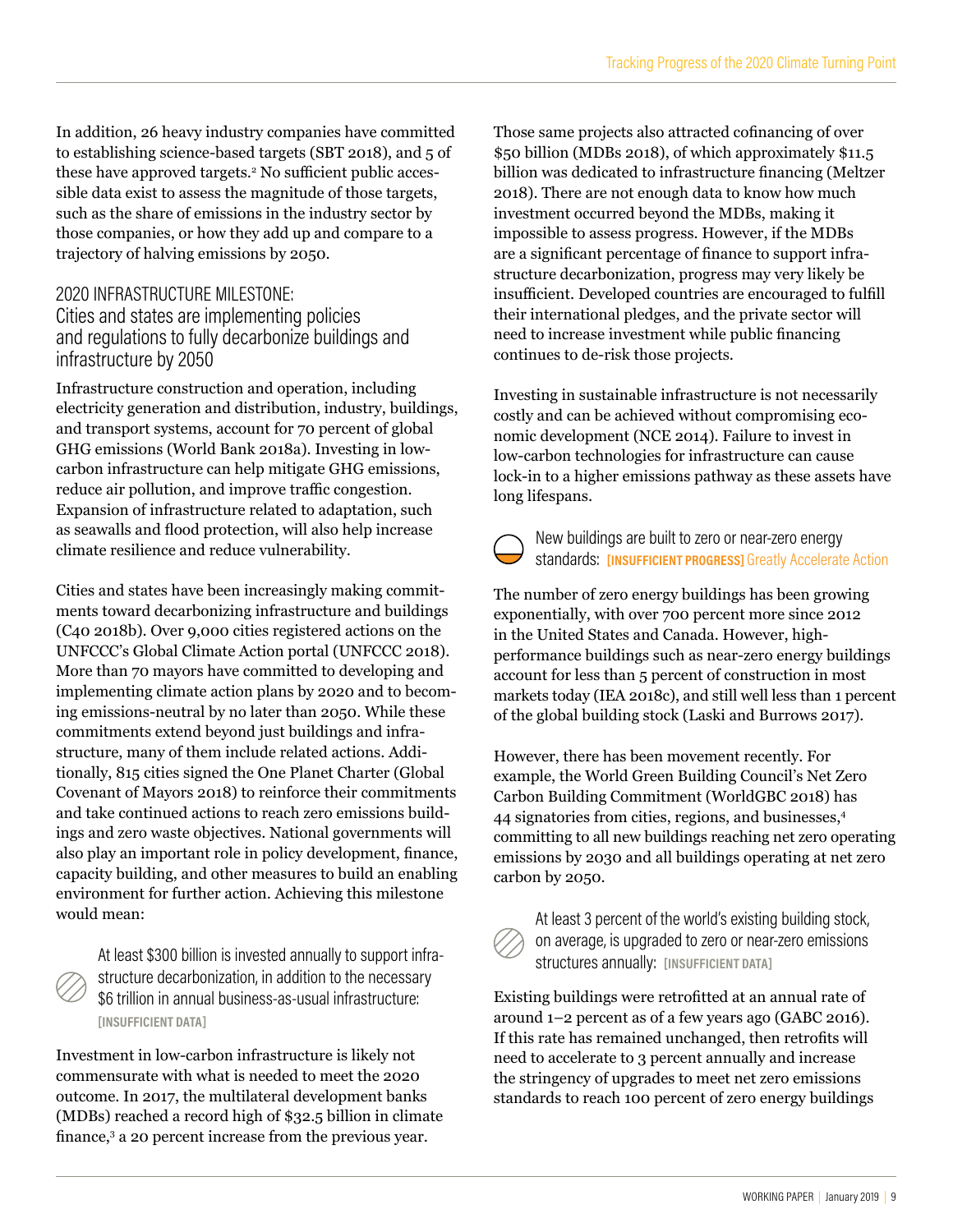In addition, 26 heavy industry companies have committed to establishing science-based targets (SBT 2018), and 5 of these have approved targets.[2] No sufficient public accessible data exist to assess the magnitude of those targets, such as the share of emissions in the industry sector by those companies, or how they add up and compare to a trajectory of halving emissions by 2050.

## 2020 INFRASTRUCTURE MILESTONE: Cities and states are implementing policies and regulations to fully decarbonize buildings and infrastructure by 2050

Infrastructure construction and operation, including electricity generation and distribution, industry, buildings, and transport systems, account for 70 percent of global GHG emissions (World Bank 2018a). Investing in low-carbon infrastructure can help mitigate GHG emissions, reduce air pollution, and improve traffic congestion. Expansion of infrastructure related to adaptation, such as seawalls and flood protection, will also help increase climate resilience and reduce vulnerability.

Cities and states have been increasingly making commitments toward decarbonizing infrastructure and buildings (C40 2018b). Over 9,000 cities registered actions on the UNFCCC's Global Climate Action portal (UNFCCC 2018). More than 70 mayors have committed to developing and implementing climate action plans by 2020 and to becoming emissions-neutral by no later than 2050. While these commitments extend beyond just buildings and infrastructure, many of them include related actions. Additionally, 815 cities signed the One Planet Charter (Global Covenant of Mayors 2018) to reinforce their commitments and take continued actions to reach zero emissions buildings and zero waste objectives. National governments will also play an important role in policy development, finance, capacity building, and other measures to build an enabling environment for further action. Achieving this milestone would mean:

### At least $300 billion is invested annually to support infrastructure decarbonization, in addition to the necessary $6 trillion in annual business-as-usual infrastructure: [INSUFFICIENT DATA]

Investment in low-carbon infrastructure is likely not commensurate with what is needed to meet the 2020 outcome. In 2017, the multilateral development banks (MDBs) reached a record high of $32.5 billion in climate finance,[3] a 20 percent increase from the previous year. Those same projects also attracted cofinancing of over $50 billion (MDBs 2018), of which approximately $11.5 billion was dedicated to infrastructure financing (Meltzer 2018). There are not enough data to know how much investment occurred beyond the MDBs, making it impossible to assess progress. However, if the MDBs are a significant percentage of finance to support infrastructure decarbonization, progress may very likely be insufficient. Developed countries are encouraged to fulfill their international pledges, and the private sector will need to increase investment while public financing continues to de-risk those projects.

Investing in sustainable infrastructure is not necessarily costly and can be achieved without compromising economic development (NCE 2014). Failure to invest in low-carbon technologies for infrastructure can cause lock-in to a higher emissions pathway as these assets have long lifespans.

### New buildings are built to zero or near-zero energy standards: [INSUFFICIENT PROGRESS] Greatly Accelerate Action

The number of zero energy buildings has been growing exponentially, with over 700 percent more since 2012 in the United States and Canada. However, high-performance buildings such as near-zero energy buildings account for less than 5 percent of construction in most markets today (IEA 2018c), and still well less than 1 percent of the global building stock (Laski and Burrows 2017).

However, there has been movement recently. For example, the World Green Building Council's Net Zero Carbon Building Commitment (WorldGBC 2018) has 44 signatories from cities, regions, and businesses,[4] committing to all new buildings reaching net zero operating emissions by 2030 and all buildings operating at net zero carbon by 2050.

### At least 3 percent of the world's existing building stock, on average, is upgraded to zero or near-zero emissions structures annually: [INSUFFICIENT DATA]

Existing buildings were retrofitted at an annual rate of around 1–2 percent as of a few years ago (GABC 2016). If this rate has remained unchanged, then retrofits will need to accelerate to 3 percent annually and increase the stringency of upgrades to meet net zero emissions standards to reach 100 percent of zero energy buildings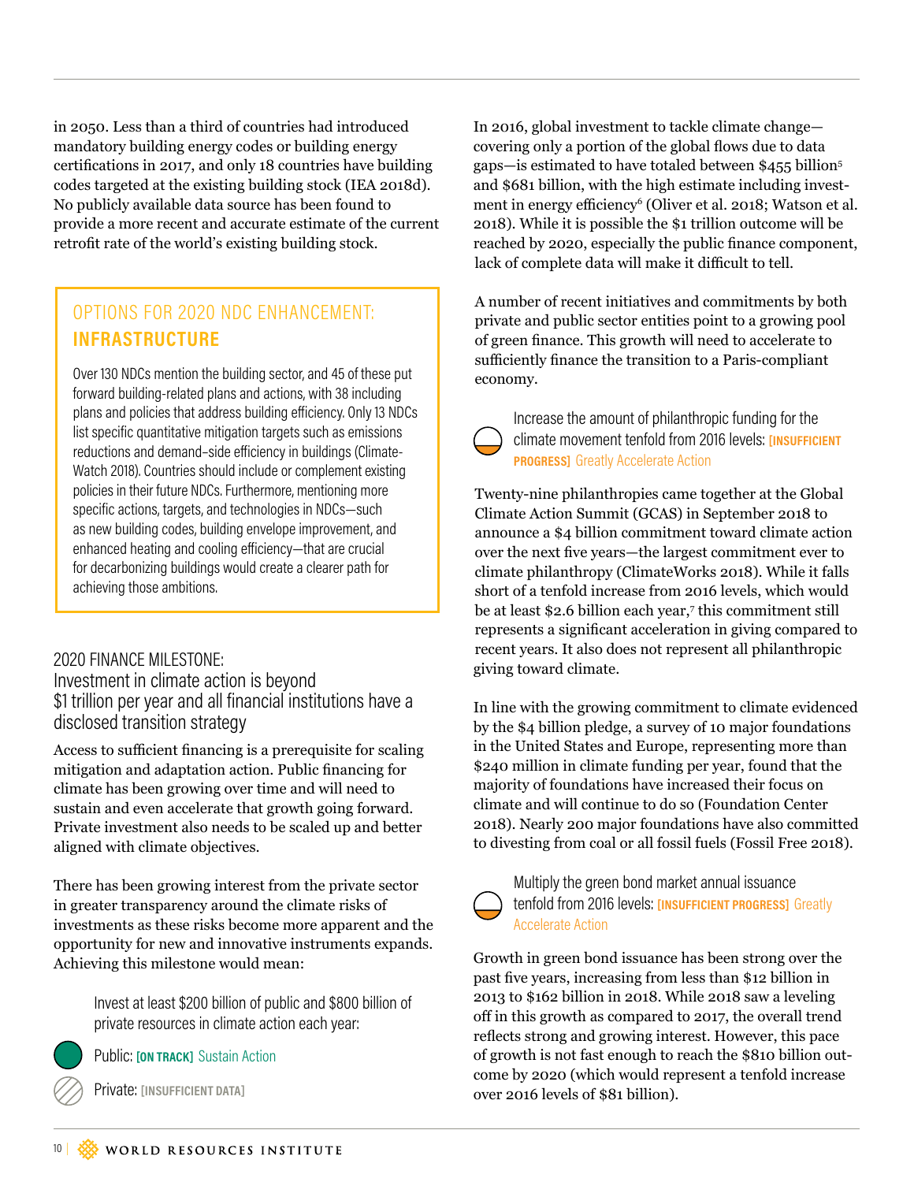in 2050. Less than a third of countries had introduced mandatory building energy codes or building energy certifications in 2017, and only 18 countries have building codes targeted at the existing building stock (IEA 2018d). No publicly available data source has been found to provide a more recent and accurate estimate of the current retrofit rate of the world's existing building stock.

> ### OPTIONS FOR 2020 NDC ENHANCEMENT: **INFRASTRUCTURE**
>
> Over 130 NDCs mention the building sector, and 45 of these put forward building-related plans and actions, with 38 including plans and policies that address building efficiency. Only 13 NDCs list specific quantitative mitigation targets such as emissions reductions and demand-side efficiency in buildings (ClimateWatch 2018). Countries should include or complement existing policies in their future NDCs. Furthermore, mentioning more specific actions, targets, and technologies in NDCs—such as new building codes, building envelope improvement, and enhanced heating and cooling efficiency—that are crucial for decarbonizing buildings would create a clearer path for achieving those ambitions.

## 2020 FINANCE MILESTONE: Investment in climate action is beyond $1 trillion per year and all financial institutions have a disclosed transition strategy

Access to sufficient financing is a prerequisite for scaling mitigation and adaptation action. Public financing for climate has been growing over time and will need to sustain and even accelerate that growth going forward. Private investment also needs to be scaled up and better aligned with climate objectives.

There has been growing interest from the private sector in greater transparency around the climate risks of investments as these risks become more apparent and the opportunity for new and innovative instruments expands. Achieving this milestone would mean:

Invest at least $200 billion of public and $800 billion of private resources in climate action each year:

- Public: **[ON TRACK]** Sustain Action
- Private: **[INSUFFICIENT DATA]**

In 2016, global investment to tackle climate change—covering only a portion of the global flows due to data gaps—is estimated to have totaled between $455 billion[5] and $681 billion, with the high estimate including investment in energy efficiency[6] (Oliver et al. 2018; Watson et al. 2018). While it is possible the $1 trillion outcome will be reached by 2020, especially the public finance component, lack of complete data will make it difficult to tell.

A number of recent initiatives and commitments by both private and public sector entities point to a growing pool of green finance. This growth will need to accelerate to sufficiently finance the transition to a Paris-compliant economy.

Increase the amount of philanthropic funding for the climate movement tenfold from 2016 levels: **[INSUFFICIENT PROGRESS]** Greatly Accelerate Action

Twenty-nine philanthropies came together at the Global Climate Action Summit (GCAS) in September 2018 to announce a $4 billion commitment toward climate action over the next five years—the largest commitment ever to climate philanthropy (ClimateWorks 2018). While it falls short of a tenfold increase from 2016 levels, which would be at least $2.6 billion each year,[7] this commitment still represents a significant acceleration in giving compared to recent years. It also does not represent all philanthropic giving toward climate.

In line with the growing commitment to climate evidenced by the $4 billion pledge, a survey of 10 major foundations in the United States and Europe, representing more than $240 million in climate funding per year, found that the majority of foundations have increased their focus on climate and will continue to do so (Foundation Center 2018). Nearly 200 major foundations have also committed to divesting from coal or all fossil fuels (Fossil Free 2018).

Multiply the green bond market annual issuance tenfold from 2016 levels: **[INSUFFICIENT PROGRESS]** Greatly Accelerate Action

Growth in green bond issuance has been strong over the past five years, increasing from less than $12 billion in 2013 to $162 billion in 2018. While 2018 saw a leveling off in this growth as compared to 2017, the overall trend reflects strong and growing interest. However, this pace of growth is not fast enough to reach the $810 billion outcome by 2020 (which would represent a tenfold increase over 2016 levels of $81 billion).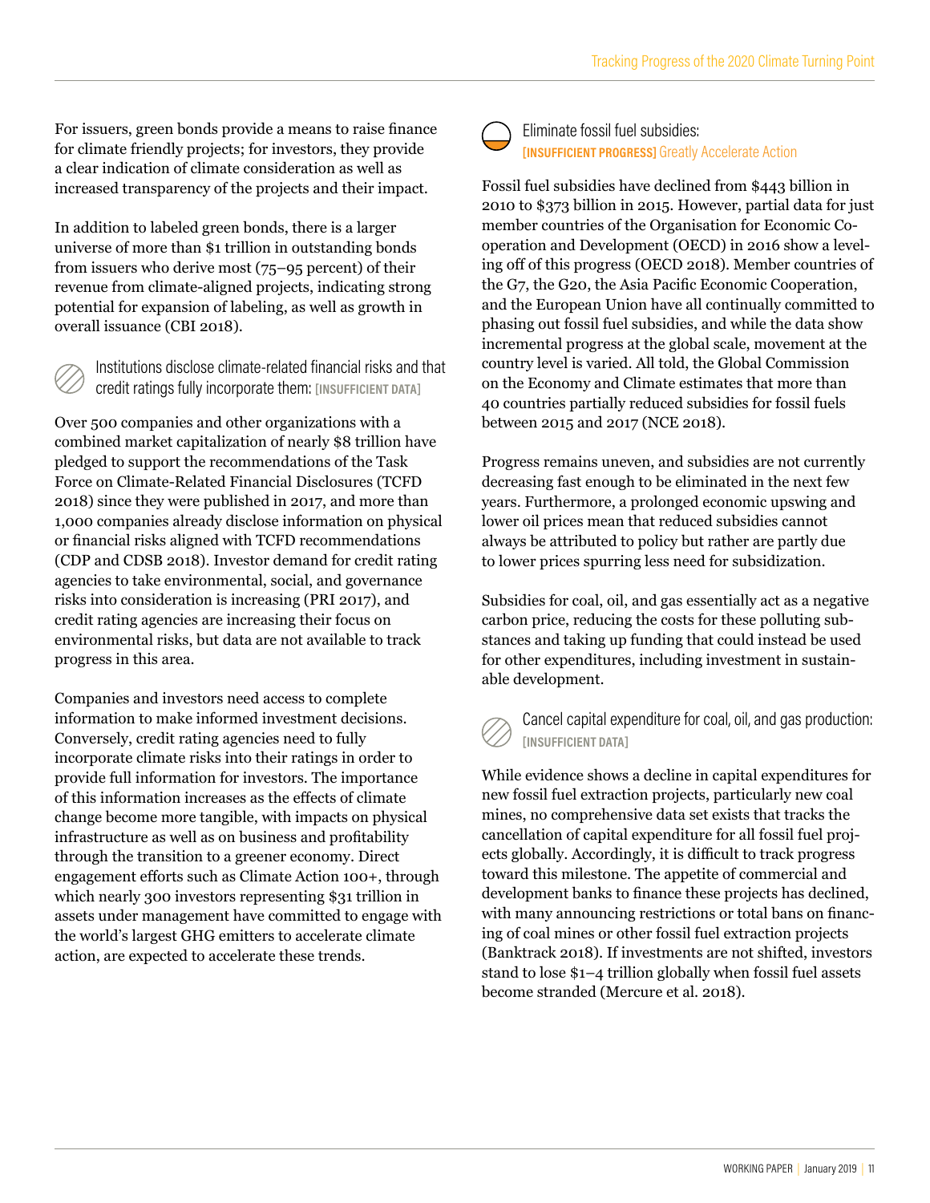For issuers, green bonds provide a means to raise finance for climate friendly projects; for investors, they provide a clear indication of climate consideration as well as increased transparency of the projects and their impact.

In addition to labeled green bonds, there is a larger universe of more than $1 trillion in outstanding bonds from issuers who derive most (75–95 percent) of their revenue from climate-aligned projects, indicating strong potential for expansion of labeling, as well as growth in overall issuance (CBI 2018).

### Institutions disclose climate-related financial risks and that credit ratings fully incorporate them: [INSUFFICIENT DATA]

Over 500 companies and other organizations with a combined market capitalization of nearly $8 trillion have pledged to support the recommendations of the Task Force on Climate-Related Financial Disclosures (TCFD 2018) since they were published in 2017, and more than 1,000 companies already disclose information on physical or financial risks aligned with TCFD recommendations (CDP and CDSB 2018). Investor demand for credit rating agencies to take environmental, social, and governance risks into consideration is increasing (PRI 2017), and credit rating agencies are increasing their focus on environmental risks, but data are not available to track progress in this area.

Companies and investors need access to complete information to make informed investment decisions. Conversely, credit rating agencies need to fully incorporate climate risks into their ratings in order to provide full information for investors. The importance of this information increases as the effects of climate change become more tangible, with impacts on physical infrastructure as well as on business and profitability through the transition to a greener economy. Direct engagement efforts such as Climate Action 100+, through which nearly 300 investors representing $31 trillion in assets under management have committed to engage with the world's largest GHG emitters to accelerate climate action, are expected to accelerate these trends.

### Eliminate fossil fuel subsidies: [INSUFFICIENT PROGRESS] Greatly Accelerate Action

Fossil fuel subsidies have declined from $443 billion in 2010 to $373 billion in 2015. However, partial data for just member countries of the Organisation for Economic Co-operation and Development (OECD) in 2016 show a leveling off of this progress (OECD 2018). Member countries of the G7, the G20, the Asia Pacific Economic Cooperation, and the European Union have all continually committed to phasing out fossil fuel subsidies, and while the data show incremental progress at the global scale, movement at the country level is varied. All told, the Global Commission on the Economy and Climate estimates that more than 40 countries partially reduced subsidies for fossil fuels between 2015 and 2017 (NCE 2018).

Progress remains uneven, and subsidies are not currently decreasing fast enough to be eliminated in the next few years. Furthermore, a prolonged economic upswing and lower oil prices mean that reduced subsidies cannot always be attributed to policy but rather are partly due to lower prices spurring less need for subsidization.

Subsidies for coal, oil, and gas essentially act as a negative carbon price, reducing the costs for these polluting substances and taking up funding that could instead be used for other expenditures, including investment in sustainable development.

### Cancel capital expenditure for coal, oil, and gas production: [INSUFFICIENT DATA]

While evidence shows a decline in capital expenditures for new fossil fuel extraction projects, particularly new coal mines, no comprehensive data set exists that tracks the cancellation of capital expenditure for all fossil fuel projects globally. Accordingly, it is difficult to track progress toward this milestone. The appetite of commercial and development banks to finance these projects has declined, with many announcing restrictions or total bans on financing of coal mines or other fossil fuel extraction projects (Banktrack 2018). If investments are not shifted, investors stand to lose $1–4 trillion globally when fossil fuel assets become stranded (Mercure et al. 2018).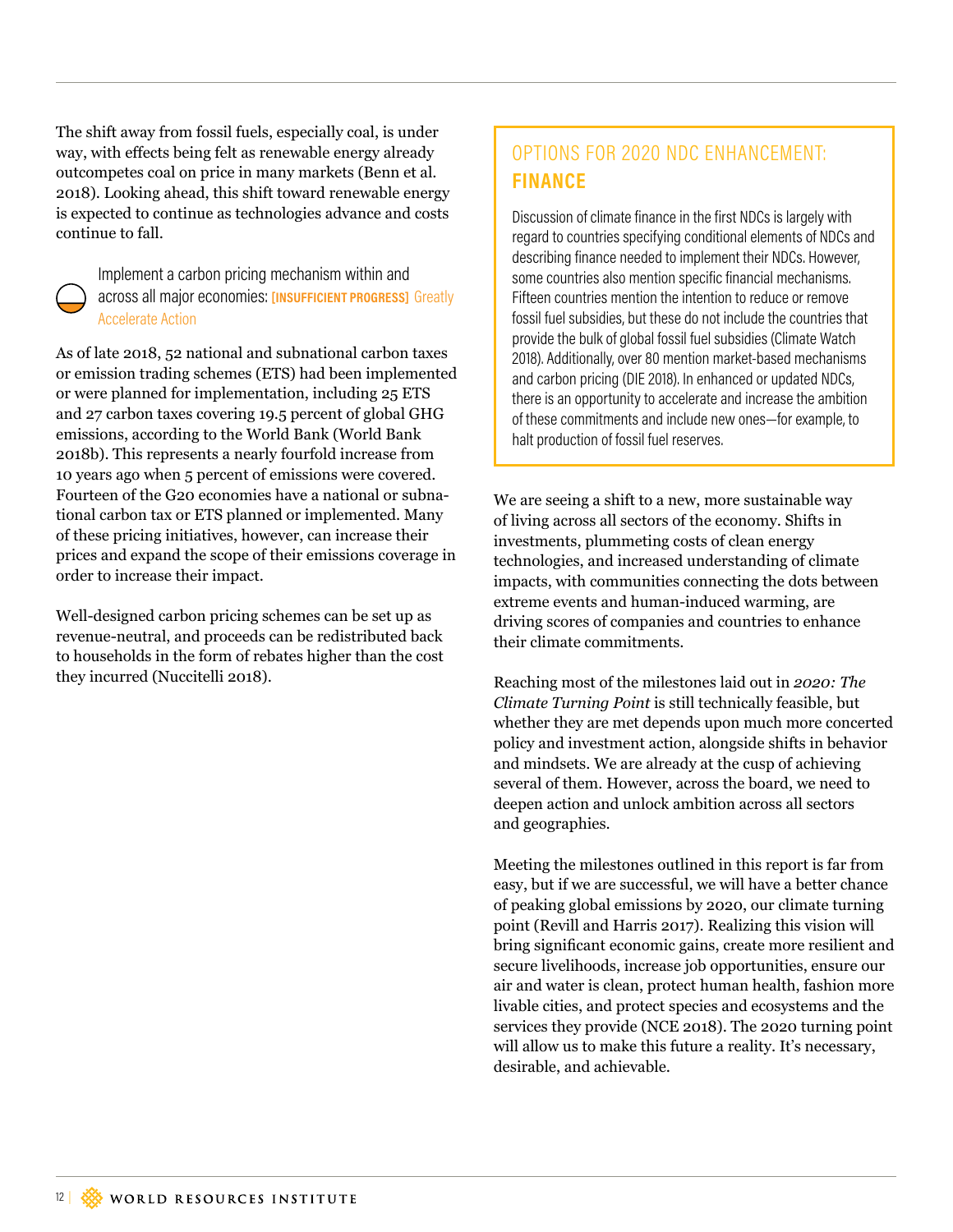The shift away from fossil fuels, especially coal, is under way, with effects being felt as renewable energy already outcompetes coal on price in many markets (Benn et al. 2018). Looking ahead, this shift toward renewable energy is expected to continue as technologies advance and costs continue to fall.

Implement a carbon pricing mechanism within and across all major economies: **[INSUFFICIENT PROGRESS]** Greatly Accelerate Action

As of late 2018, 52 national and subnational carbon taxes or emission trading schemes (ETS) had been implemented or were planned for implementation, including 25 ETS and 27 carbon taxes covering 19.5 percent of global GHG emissions, according to the World Bank (World Bank 2018b). This represents a nearly fourfold increase from 10 years ago when 5 percent of emissions were covered. Fourteen of the G20 economies have a national or subnational carbon tax or ETS planned or implemented. Many of these pricing initiatives, however, can increase their prices and expand the scope of their emissions coverage in order to increase their impact.

Well-designed carbon pricing schemes can be set up as revenue-neutral, and proceeds can be redistributed back to households in the form of rebates higher than the cost they incurred (Nuccitelli 2018).

## OPTIONS FOR 2020 NDC ENHANCEMENT: **FINANCE**

Discussion of climate finance in the first NDCs is largely with regard to countries specifying conditional elements of NDCs and describing finance needed to implement their NDCs. However, some countries also mention specific financial mechanisms. Fifteen countries mention the intention to reduce or remove fossil fuel subsidies, but these do not include the countries that provide the bulk of global fossil fuel subsidies (Climate Watch 2018). Additionally, over 80 mention market-based mechanisms and carbon pricing (DIE 2018). In enhanced or updated NDCs, there is an opportunity to accelerate and increase the ambition of these commitments and include new ones—for example, to halt production of fossil fuel reserves.

We are seeing a shift to a new, more sustainable way of living across all sectors of the economy. Shifts in investments, plummeting costs of clean energy technologies, and increased understanding of climate impacts, with communities connecting the dots between extreme events and human-induced warming, are driving scores of companies and countries to enhance their climate commitments.

Reaching most of the milestones laid out in *2020: The Climate Turning Point* is still technically feasible, but whether they are met depends upon much more concerted policy and investment action, alongside shifts in behavior and mindsets. We are already at the cusp of achieving several of them. However, across the board, we need to deepen action and unlock ambition across all sectors and geographies.

Meeting the milestones outlined in this report is far from easy, but if we are successful, we will have a better chance of peaking global emissions by 2020, our climate turning point (Revill and Harris 2017). Realizing this vision will bring significant economic gains, create more resilient and secure livelihoods, increase job opportunities, ensure our air and water is clean, protect human health, fashion more livable cities, and protect species and ecosystems and the services they provide (NCE 2018). The 2020 turning point will allow us to make this future a reality. It's necessary, desirable, and achievable.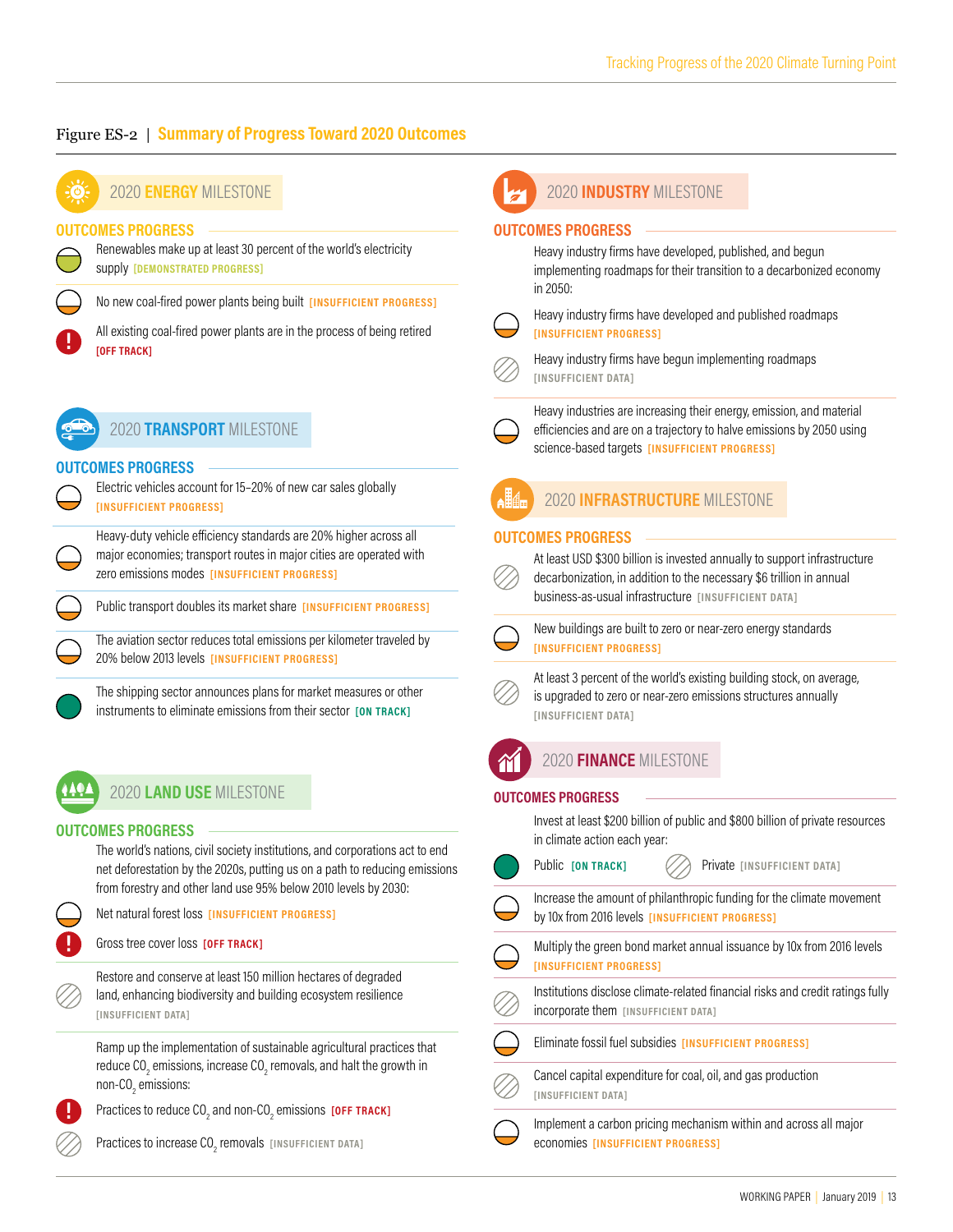Figure ES-2 | **Summary of Progress Toward 2020 Outcomes**

## 2020 ENERGY MILESTONE

### OUTCOMES PROGRESS

- Renewables make up at least 30 percent of the world's electricity supply [DEMONSTRATED PROGRESS]
- No new coal-fired power plants being built [INSUFFICIENT PROGRESS]
- All existing coal-fired power plants are in the process of being retired [OFF TRACK]

## 2020 TRANSPORT MILESTONE

### OUTCOMES PROGRESS

- Electric vehicles account for 15–20% of new car sales globally [INSUFFICIENT PROGRESS]
- Heavy-duty vehicle efficiency standards are 20% higher across all major economies; transport routes in major cities are operated with zero emissions modes [INSUFFICIENT PROGRESS]
- Public transport doubles its market share [INSUFFICIENT PROGRESS]
- The aviation sector reduces total emissions per kilometer traveled by 20% below 2013 levels [INSUFFICIENT PROGRESS]
- The shipping sector announces plans for market measures or other instruments to eliminate emissions from their sector [ON TRACK]

## 2020 LAND USE MILESTONE

### OUTCOMES PROGRESS

The world's nations, civil society institutions, and corporations act to end net deforestation by the 2020s, putting us on a path to reducing emissions from forestry and other land use 95% below 2010 levels by 2030:

- Net natural forest loss [INSUFFICIENT PROGRESS]
- Gross tree cover loss [OFF TRACK]

Restore and conserve at least 150 million hectares of degraded land, enhancing biodiversity and building ecosystem resilience [INSUFFICIENT DATA]

Ramp up the implementation of sustainable agricultural practices that reduce $CO_2$ emissions, increase $CO_2$ removals, and halt the growth in non-$CO_2$ emissions:

- Practices to reduce $CO_2$ and non-$CO_2$ emissions [OFF TRACK]
- Practices to increase $CO_2$ removals [INSUFFICIENT DATA]

## 2020 INDUSTRY MILESTONE

### OUTCOMES PROGRESS

Heavy industry firms have developed, published, and begun implementing roadmaps for their transition to a decarbonized economy in 2050:

- Heavy industry firms have developed and published roadmaps [INSUFFICIENT PROGRESS]
- Heavy industry firms have begun implementing roadmaps [INSUFFICIENT DATA]

Heavy industries are increasing their energy, emission, and material efficiencies and are on a trajectory to halve emissions by 2050 using science-based targets [INSUFFICIENT PROGRESS]

## 2020 INFRASTRUCTURE MILESTONE

### OUTCOMES PROGRESS

- At least USD $300 billion is invested annually to support infrastructure decarbonization, in addition to the necessary $6 trillion in annual business-as-usual infrastructure [INSUFFICIENT DATA]
- New buildings are built to zero or near-zero energy standards [INSUFFICIENT PROGRESS]
- At least 3 percent of the world's existing building stock, on average, is upgraded to zero or near-zero emissions structures annually [INSUFFICIENT DATA]

## 2020 FINANCE MILESTONE

### OUTCOMES PROGRESS

Invest at least $200 billion of public and $800 billion of private resources in climate action each year:

- Public [ON TRACK]
- Private [INSUFFICIENT DATA]

- Increase the amount of philanthropic funding for the climate movement by 10x from 2016 levels [INSUFFICIENT PROGRESS]
- Multiply the green bond market annual issuance by 10x from 2016 levels [INSUFFICIENT PROGRESS]
- Institutions disclose climate-related financial risks and credit ratings fully incorporate them [INSUFFICIENT DATA]
- Eliminate fossil fuel subsidies [INSUFFICIENT PROGRESS]
- Cancel capital expenditure for coal, oil, and gas production [INSUFFICIENT DATA]
- Implement a carbon pricing mechanism within and across all major economies [INSUFFICIENT PROGRESS]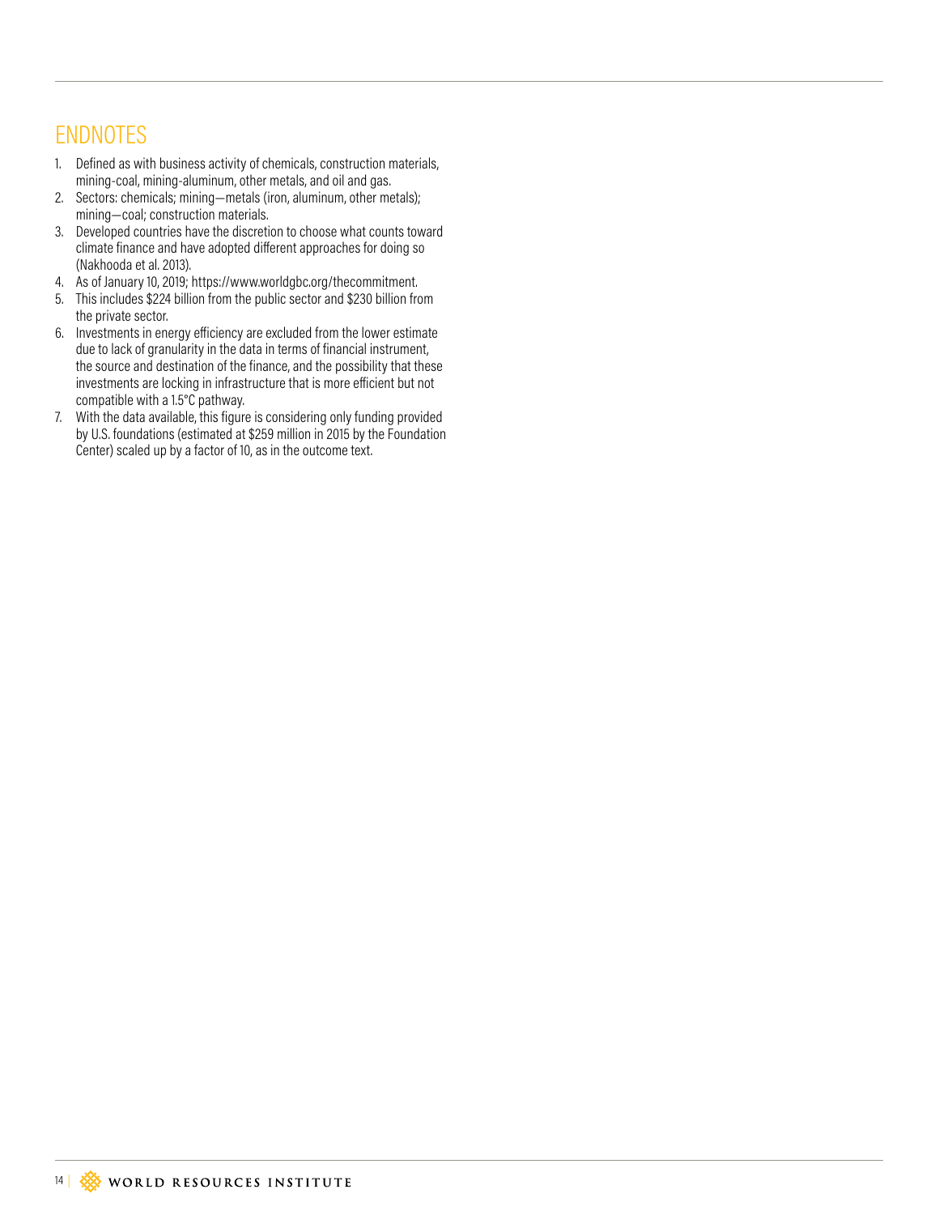## ENDNOTES

1. Defined as with business activity of chemicals, construction materials, mining-coal, mining-aluminum, other metals, and oil and gas.
2. Sectors: chemicals; mining—metals (iron, aluminum, other metals); mining—coal; construction materials.
3. Developed countries have the discretion to choose what counts toward climate finance and have adopted different approaches for doing so (Nakhooda et al. 2013).
4. As of January 10, 2019; https://www.worldgbc.org/thecommitment.
5. This includes $224 billion from the public sector and $230 billion from the private sector.
6. Investments in energy efficiency are excluded from the lower estimate due to lack of granularity in the data in terms of financial instrument, the source and destination of the finance, and the possibility that these investments are locking in infrastructure that is more efficient but not compatible with a 1.5°C pathway.
7. With the data available, this figure is considering only funding provided by U.S. foundations (estimated at $259 million in 2015 by the Foundation Center) scaled up by a factor of 10, as in the outcome text.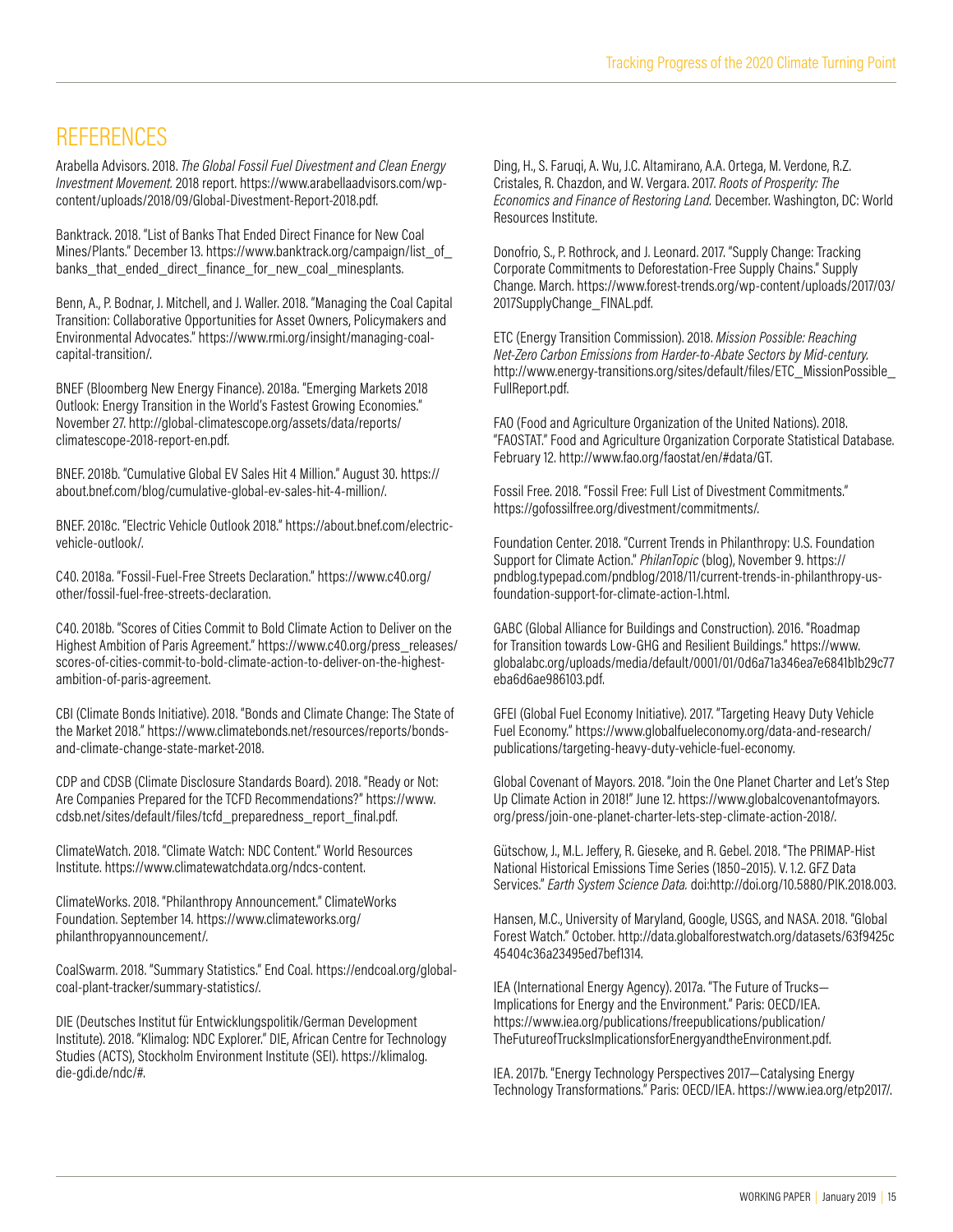# REFERENCES

Arabella Advisors. 2018. *The Global Fossil Fuel Divestment and Clean Energy Investment Movement.* 2018 report. https://www.arabellaadvisors.com/wp-content/uploads/2018/09/Global-Divestment-Report-2018.pdf.

Banktrack. 2018. "List of Banks That Ended Direct Finance for New Coal Mines/Plants." December 13. https://www.banktrack.org/campaign/list_of_banks_that_ended_direct_finance_for_new_coal_minesplants.

Benn, A., P. Bodnar, J. Mitchell, and J. Waller. 2018. "Managing the Coal Capital Transition: Collaborative Opportunities for Asset Owners, Policymakers and Environmental Advocates." https://www.rmi.org/insight/managing-coal-capital-transition/.

BNEF (Bloomberg New Energy Finance). 2018a. "Emerging Markets 2018 Outlook: Energy Transition in the World's Fastest Growing Economies." November 27. http://global-climatescope.org/assets/data/reports/climatescope-2018-report-en.pdf.

BNEF. 2018b. "Cumulative Global EV Sales Hit 4 Million." August 30. https://about.bnef.com/blog/cumulative-global-ev-sales-hit-4-million/.

BNEF. 2018c. "Electric Vehicle Outlook 2018." https://about.bnef.com/electric-vehicle-outlook/.

C40. 2018a. "Fossil-Fuel-Free Streets Declaration." https://www.c40.org/other/fossil-fuel-free-streets-declaration.

C40. 2018b. "Scores of Cities Commit to Bold Climate Action to Deliver on the Highest Ambition of Paris Agreement." https://www.c40.org/press_releases/scores-of-cities-commit-to-bold-climate-action-to-deliver-on-the-highest-ambition-of-paris-agreement.

CBI (Climate Bonds Initiative). 2018. "Bonds and Climate Change: The State of the Market 2018." https://www.climatebonds.net/resources/reports/bonds-and-climate-change-state-market-2018.

CDP and CDSB (Climate Disclosure Standards Board). 2018. "Ready or Not: Are Companies Prepared for the TCFD Recommendations?" https://www.cdsb.net/sites/default/files/tcfd_preparedness_report_final.pdf.

ClimateWatch. 2018. "Climate Watch: NDC Content." World Resources Institute. https://www.climatewatchdata.org/ndcs-content.

ClimateWorks. 2018. "Philanthropy Announcement." ClimateWorks Foundation. September 14. https://www.climateworks.org/philanthropyannouncement/.

CoalSwarm. 2018. "Summary Statistics." End Coal. https://endcoal.org/global-coal-plant-tracker/summary-statistics/.

DIE (Deutsches Institut für Entwicklungspolitik/German Development Institute). 2018. "Klimalog: NDC Explorer." DIE, African Centre for Technology Studies (ACTS), Stockholm Environment Institute (SEI). https://klimalog.die-gdi.de/ndc/#.

Ding, H., S. Faruqi, A. Wu, J.C. Altamirano, A.A. Ortega, M. Verdone, R.Z. Cristales, R. Chazdon, and W. Vergara. 2017. *Roots of Prosperity: The Economics and Finance of Restoring Land.* December. Washington, DC: World Resources Institute.

Donofrio, S., P. Rothrock, and J. Leonard. 2017. "Supply Change: Tracking Corporate Commitments to Deforestation-Free Supply Chains." Supply Change. March. https://www.forest-trends.org/wp-content/uploads/2017/03/2017SupplyChange_FINAL.pdf.

ETC (Energy Transition Commission). 2018. *Mission Possible: Reaching Net-Zero Carbon Emissions from Harder-to-Abate Sectors by Mid-century.* http://www.energy-transitions.org/sites/default/files/ETC_MissionPossible_FullReport.pdf.

FAO (Food and Agriculture Organization of the United Nations). 2018. "FAOSTAT." Food and Agriculture Organization Corporate Statistical Database. February 12. http://www.fao.org/faostat/en/#data/GT.

Fossil Free. 2018. "Fossil Free: Full List of Divestment Commitments." https://gofossilfree.org/divestment/commitments/.

Foundation Center. 2018. "Current Trends in Philanthropy: U.S. Foundation Support for Climate Action." *PhilanTopic* (blog), November 9. https://pndblog.typepad.com/pndblog/2018/11/current-trends-in-philanthropy-us-foundation-support-for-climate-action-1.html.

GABC (Global Alliance for Buildings and Construction). 2016. "Roadmap for Transition towards Low-GHG and Resilient Buildings." https://www.globalabc.org/uploads/media/default/0001/01/0d6a71a346ea7e6841b1b29c77eba6d6ae986103.pdf.

GFEI (Global Fuel Economy Initiative). 2017. "Targeting Heavy Duty Vehicle Fuel Economy." https://www.globalfueleconomy.org/data-and-research/publications/targeting-heavy-duty-vehicle-fuel-economy.

Global Covenant of Mayors. 2018. "Join the One Planet Charter and Let's Step Up Climate Action in 2018!" June 12. https://www.globalcovenantofmayors.org/press/join-one-planet-charter-lets-step-climate-action-2018/.

Gütschow, J., M.L. Jeffery, R. Gieseke, and R. Gebel. 2018. "The PRIMAP-Hist National Historical Emissions Time Series (1850–2015). V. 1.2. GFZ Data Services." *Earth System Science Data.* doi:http://doi.org/10.5880/PIK.2018.003.

Hansen, M.C., University of Maryland, Google, USGS, and NASA. 2018. "Global Forest Watch." October. http://data.globalforestwatch.org/datasets/63f9425c45404c36a23495ed7bef1314.

IEA (International Energy Agency). 2017a. "The Future of Trucks—Implications for Energy and the Environment." Paris: OECD/IEA. https://www.iea.org/publications/freepublications/publication/TheFutureofTrucksImplicationsforEnergyandtheEnvironment.pdf.

IEA. 2017b. "Energy Technology Perspectives 2017—Catalysing Energy Technology Transformations." Paris: OECD/IEA. https://www.iea.org/etp2017/.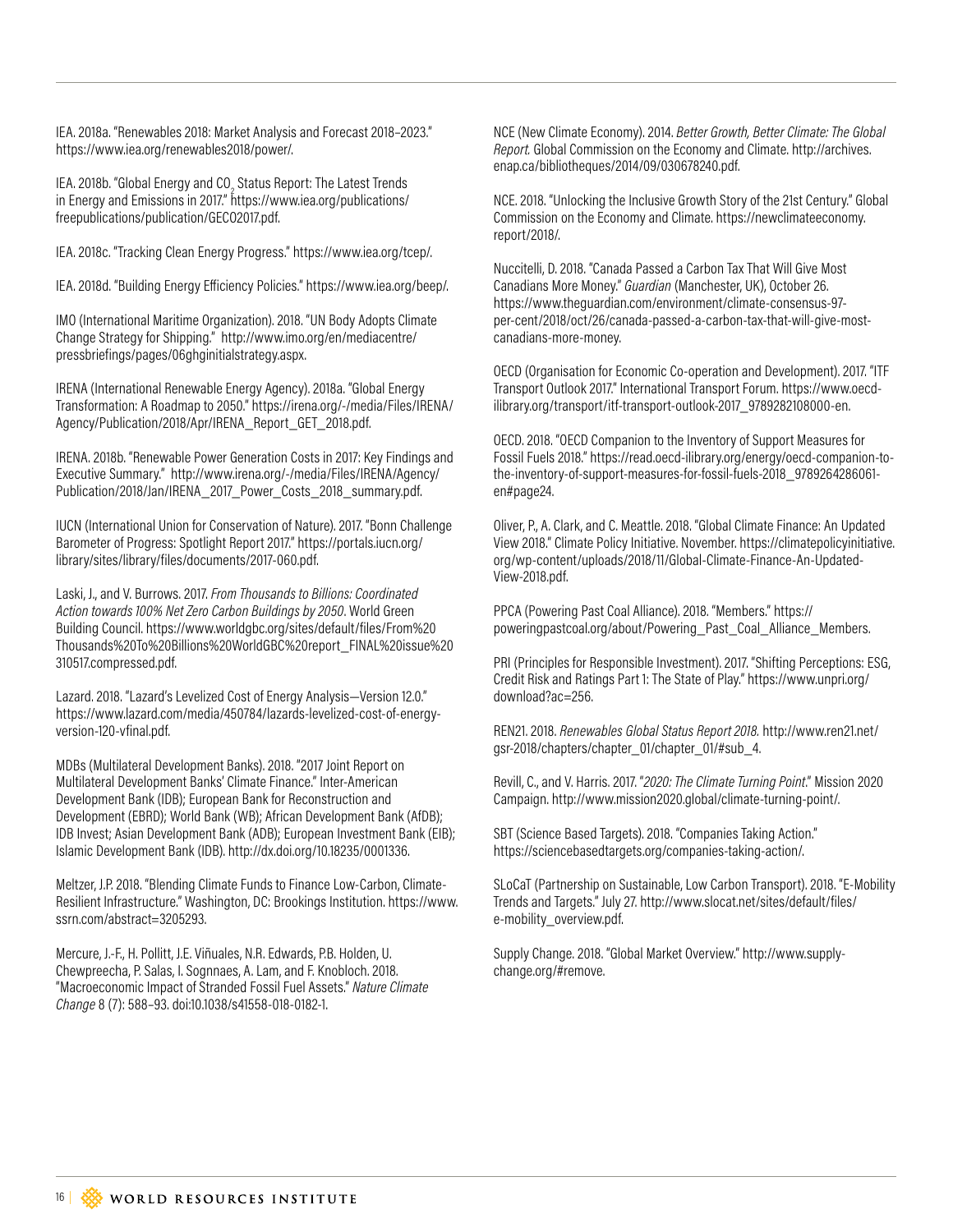IEA. 2018a. "Renewables 2018: Market Analysis and Forecast 2018–2023." https://www.iea.org/renewables2018/power/.

IEA. 2018b. "Global Energy and $CO_2$ Status Report: The Latest Trends in Energy and Emissions in 2017." https://www.iea.org/publications/freepublications/publication/GECO2017.pdf.

IEA. 2018c. "Tracking Clean Energy Progress." https://www.iea.org/tcep/.

IEA. 2018d. "Building Energy Efficiency Policies." https://www.iea.org/beep/.

IMO (International Maritime Organization). 2018. "UN Body Adopts Climate Change Strategy for Shipping." http://www.imo.org/en/mediacentre/pressbriefings/pages/06ghginitialstrategy.aspx.

IRENA (International Renewable Energy Agency). 2018a. "Global Energy Transformation: A Roadmap to 2050." https://irena.org/-/media/Files/IRENA/Agency/Publication/2018/Apr/IRENA_Report_GET_2018.pdf.

IRENA. 2018b. "Renewable Power Generation Costs in 2017: Key Findings and Executive Summary." http://www.irena.org/-/media/Files/IRENA/Agency/Publication/2018/Jan/IRENA_2017_Power_Costs_2018_summary.pdf.

IUCN (International Union for Conservation of Nature). 2017. "Bonn Challenge Barometer of Progress: Spotlight Report 2017." https://portals.iucn.org/library/sites/library/files/documents/2017-060.pdf.

Laski, J., and V. Burrows. 2017. *From Thousands to Billions: Coordinated Action towards 100% Net Zero Carbon Buildings by 2050*. World Green Building Council. https://www.worldgbc.org/sites/default/files/From%20Thousands%20To%20Billions%20WorldGBC%20report_FINAL%20issue%20310517.compressed.pdf.

Lazard. 2018. "Lazard's Levelized Cost of Energy Analysis—Version 12.0." https://www.lazard.com/media/450784/lazards-levelized-cost-of-energy-version-120-vfinal.pdf.

MDBs (Multilateral Development Banks). 2018. "2017 Joint Report on Multilateral Development Banks' Climate Finance." Inter-American Development Bank (IDB); European Bank for Reconstruction and Development (EBRD); World Bank (WB); African Development Bank (AfDB); IDB Invest; Asian Development Bank (ADB); European Investment Bank (EIB); Islamic Development Bank (IDB). http://dx.doi.org/10.18235/0001336.

Meltzer, J.P. 2018. "Blending Climate Funds to Finance Low-Carbon, Climate-Resilient Infrastructure." Washington, DC: Brookings Institution. https://www.ssrn.com/abstract=3205293.

Mercure, J.-F., H. Pollitt, J.E. Viñuales, N.R. Edwards, P.B. Holden, U. Chewpreecha, P. Salas, I. Sognnaes, A. Lam, and F. Knobloch. 2018. "Macroeconomic Impact of Stranded Fossil Fuel Assets." *Nature Climate Change* 8 (7): 588–93. doi:10.1038/s41558-018-0182-1.

NCE (New Climate Economy). 2014. *Better Growth, Better Climate: The Global Report.* Global Commission on the Economy and Climate. http://archives.enap.ca/bibliotheques/2014/09/030678240.pdf.

NCE. 2018. "Unlocking the Inclusive Growth Story of the 21st Century." Global Commission on the Economy and Climate. https://newclimateeconomy.report/2018/.

Nuccitelli, D. 2018. "Canada Passed a Carbon Tax That Will Give Most Canadians More Money." *Guardian* (Manchester, UK), October 26. https://www.theguardian.com/environment/climate-consensus-97-per-cent/2018/oct/26/canada-passed-a-carbon-tax-that-will-give-most-canadians-more-money.

OECD (Organisation for Economic Co-operation and Development). 2017. "ITF Transport Outlook 2017." International Transport Forum. https://www.oecd-ilibrary.org/transport/itf-transport-outlook-2017_9789282108000-en.

OECD. 2018. "OECD Companion to the Inventory of Support Measures for Fossil Fuels 2018." https://read.oecd-ilibrary.org/energy/oecd-companion-to-the-inventory-of-support-measures-for-fossil-fuels-2018_9789264286061-en#page24.

Oliver, P., A. Clark, and C. Meattle. 2018. "Global Climate Finance: An Updated View 2018." Climate Policy Initiative. November. https://climatepolicyinitiative.org/wp-content/uploads/2018/11/Global-Climate-Finance-An-Updated-View-2018.pdf.

PPCA (Powering Past Coal Alliance). 2018. "Members." https://poweringpastcoal.org/about/Powering_Past_Coal_Alliance_Members.

PRI (Principles for Responsible Investment). 2017. "Shifting Perceptions: ESG, Credit Risk and Ratings Part 1: The State of Play." https://www.unpri.org/download?ac=256.

REN21. 2018. *Renewables Global Status Report 2018.* http://www.ren21.net/gsr-2018/chapters/chapter_01/chapter_01/#sub_4.

Revill, C., and V. Harris. 2017. "*2020: The Climate Turning Point*." Mission 2020 Campaign. http://www.mission2020.global/climate-turning-point/.

SBT (Science Based Targets). 2018. "Companies Taking Action." https://sciencebasedtargets.org/companies-taking-action/.

SLoCaT (Partnership on Sustainable, Low Carbon Transport). 2018. "E-Mobility Trends and Targets." July 27. http://www.slocat.net/sites/default/files/e-mobility_overview.pdf.

Supply Change. 2018. "Global Market Overview." http://www.supply-change.org/#remove.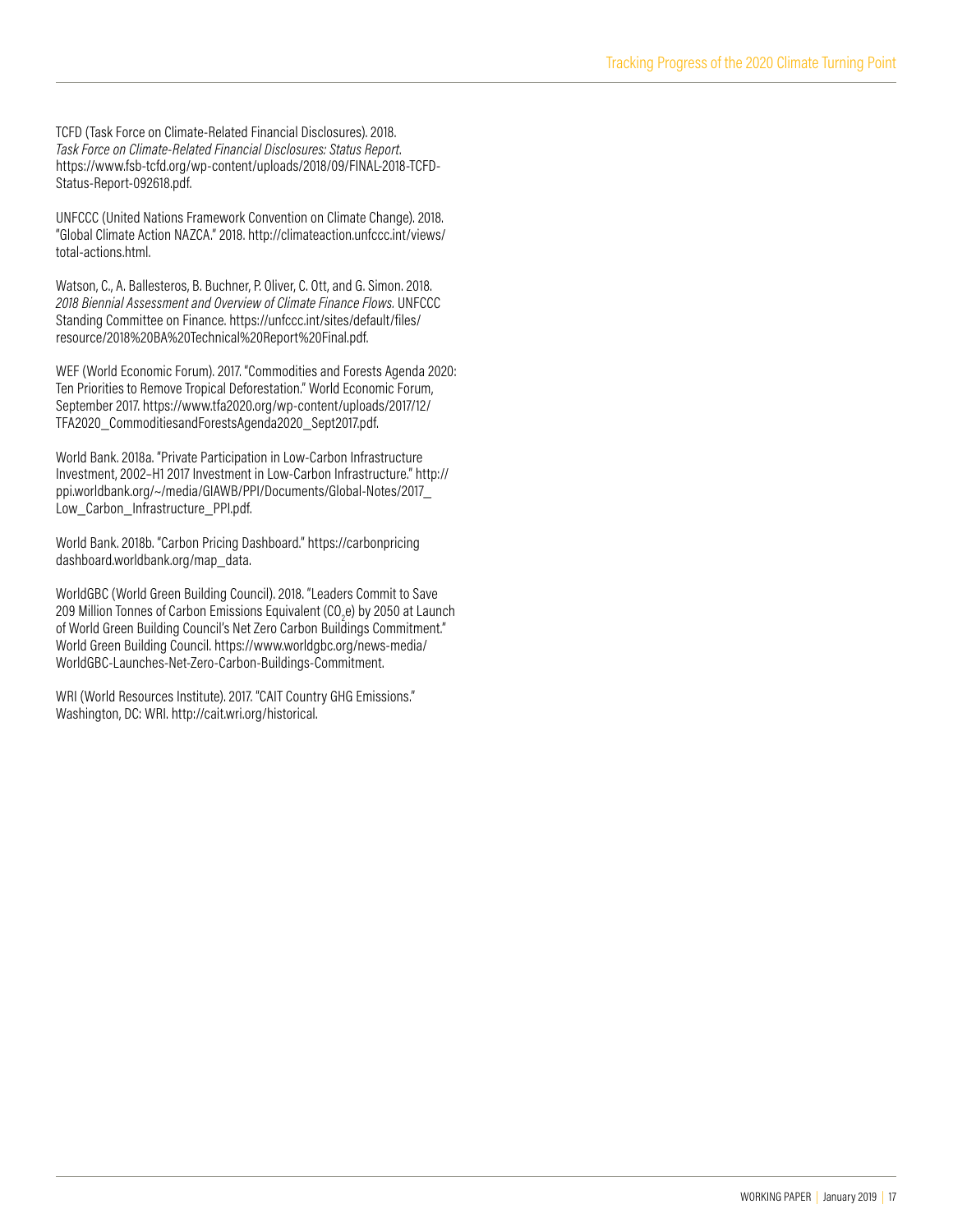TCFD (Task Force on Climate-Related Financial Disclosures). 2018. *Task Force on Climate-Related Financial Disclosures: Status Report*. https://www.fsb-tcfd.org/wp-content/uploads/2018/09/FINAL-2018-TCFD-Status-Report-092618.pdf.

UNFCCC (United Nations Framework Convention on Climate Change). 2018. "Global Climate Action NAZCA." 2018. http://climateaction.unfccc.int/views/total-actions.html.

Watson, C., A. Ballesteros, B. Buchner, P. Oliver, C. Ott, and G. Simon. 2018. *2018 Biennial Assessment and Overview of Climate Finance Flows.* UNFCCC Standing Committee on Finance. https://unfccc.int/sites/default/files/resource/2018%20BA%20Technical%20Report%20Final.pdf.

WEF (World Economic Forum). 2017. "Commodities and Forests Agenda 2020: Ten Priorities to Remove Tropical Deforestation." World Economic Forum, September 2017. https://www.tfa2020.org/wp-content/uploads/2017/12/TFA2020_CommoditiesandForestsAgenda2020_Sept2017.pdf.

World Bank. 2018a. "Private Participation in Low-Carbon Infrastructure Investment, 2002–H1 2017 Investment in Low-Carbon Infrastructure." http://ppi.worldbank.org/~/media/GIAWB/PPI/Documents/Global-Notes/2017_Low_Carbon_Infrastructure_PPI.pdf.

World Bank. 2018b. "Carbon Pricing Dashboard." https://carbonpricingdashboard.worldbank.org/map_data.

WorldGBC (World Green Building Council). 2018. "Leaders Commit to Save 209 Million Tonnes of Carbon Emissions Equivalent ($CO_2e$) by 2050 at Launch of World Green Building Council's Net Zero Carbon Buildings Commitment." World Green Building Council. https://www.worldgbc.org/news-media/WorldGBC-Launches-Net-Zero-Carbon-Buildings-Commitment.

WRI (World Resources Institute). 2017. "CAIT Country GHG Emissions." Washington, DC: WRI. http://cait.wri.org/historical.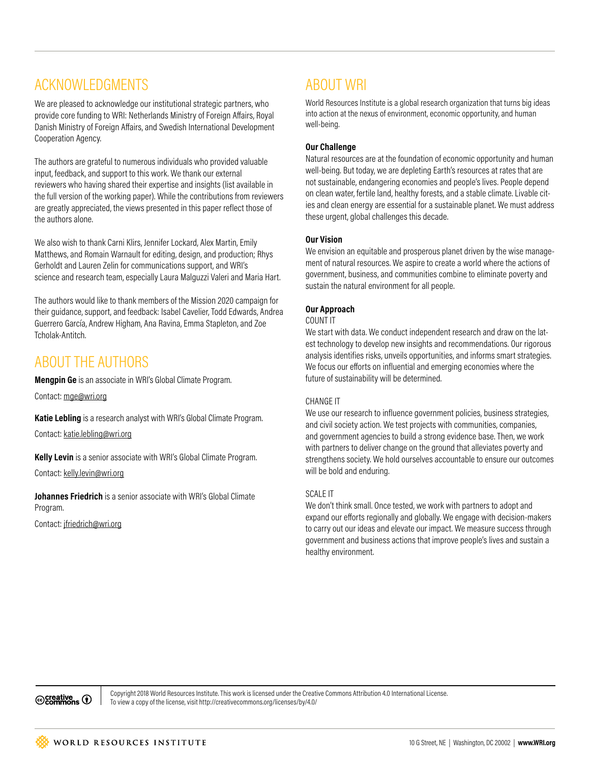## ACKNOWLEDGMENTS

We are pleased to acknowledge our institutional strategic partners, who provide core funding to WRI: Netherlands Ministry of Foreign Affairs, Royal Danish Ministry of Foreign Affairs, and Swedish International Development Cooperation Agency.

The authors are grateful to numerous individuals who provided valuable input, feedback, and support to this work. We thank our external reviewers who having shared their expertise and insights (list available in the full version of the working paper). While the contributions from reviewers are greatly appreciated, the views presented in this paper reflect those of the authors alone.

We also wish to thank Carni Klirs, Jennifer Lockard, Alex Martin, Emily Matthews, and Romain Warnault for editing, design, and production; Rhys Gerholdt and Lauren Zelin for communications support, and WRI's science and research team, especially Laura Malguzzi Valeri and Maria Hart.

The authors would like to thank members of the Mission 2020 campaign for their guidance, support, and feedback: Isabel Cavelier, Todd Edwards, Andrea Guerrero García, Andrew Higham, Ana Ravina, Emma Stapleton, and Zoe Tcholak-Antitch.

## ABOUT THE AUTHORS

**Mengpin Ge** is an associate in WRI's Global Climate Program.

Contact: mge@wri.org

**Katie Lebling** is a research analyst with WRI's Global Climate Program.

Contact: katie.lebling@wri.org

**Kelly Levin** is a senior associate with WRI's Global Climate Program.

Contact: kelly.levin@wri.org

**Johannes Friedrich** is a senior associate with WRI's Global Climate Program.

Contact: jfriedrich@wri.org

## ABOUT WRI

World Resources Institute is a global research organization that turns big ideas into action at the nexus of environment, economic opportunity, and human well-being.

**Our Challenge**

Natural resources are at the foundation of economic opportunity and human well-being. But today, we are depleting Earth's resources at rates that are not sustainable, endangering economies and people's lives. People depend on clean water, fertile land, healthy forests, and a stable climate. Livable cities and clean energy are essential for a sustainable planet. We must address these urgent, global challenges this decade.

**Our Vision**

We envision an equitable and prosperous planet driven by the wise management of natural resources. We aspire to create a world where the actions of government, business, and communities combine to eliminate poverty and sustain the natural environment for all people.

**Our Approach**

COUNT IT

We start with data. We conduct independent research and draw on the latest technology to develop new insights and recommendations. Our rigorous analysis identifies risks, unveils opportunities, and informs smart strategies. We focus our efforts on influential and emerging economies where the future of sustainability will be determined.

CHANGE IT

We use our research to influence government policies, business strategies, and civil society action. We test projects with communities, companies, and government agencies to build a strong evidence base. Then, we work with partners to deliver change on the ground that alleviates poverty and strengthens society. We hold ourselves accountable to ensure our outcomes will be bold and enduring.

SCALE IT

We don't think small. Once tested, we work with partners to adopt and expand our efforts regionally and globally. We engage with decision-makers to carry out our ideas and elevate our impact. We measure success through government and business actions that improve people's lives and sustain a healthy environment.

Copyright 2018 World Resources Institute. This work is licensed under the Creative Commons Attribution 4.0 International License. To view a copy of the license, visit http://creativecommons.org/licenses/by/4.0/

WORLD RESOURCES INSTITUTE

10 G Street, NE | Washington, DC 20002 | **www.WRI.org**